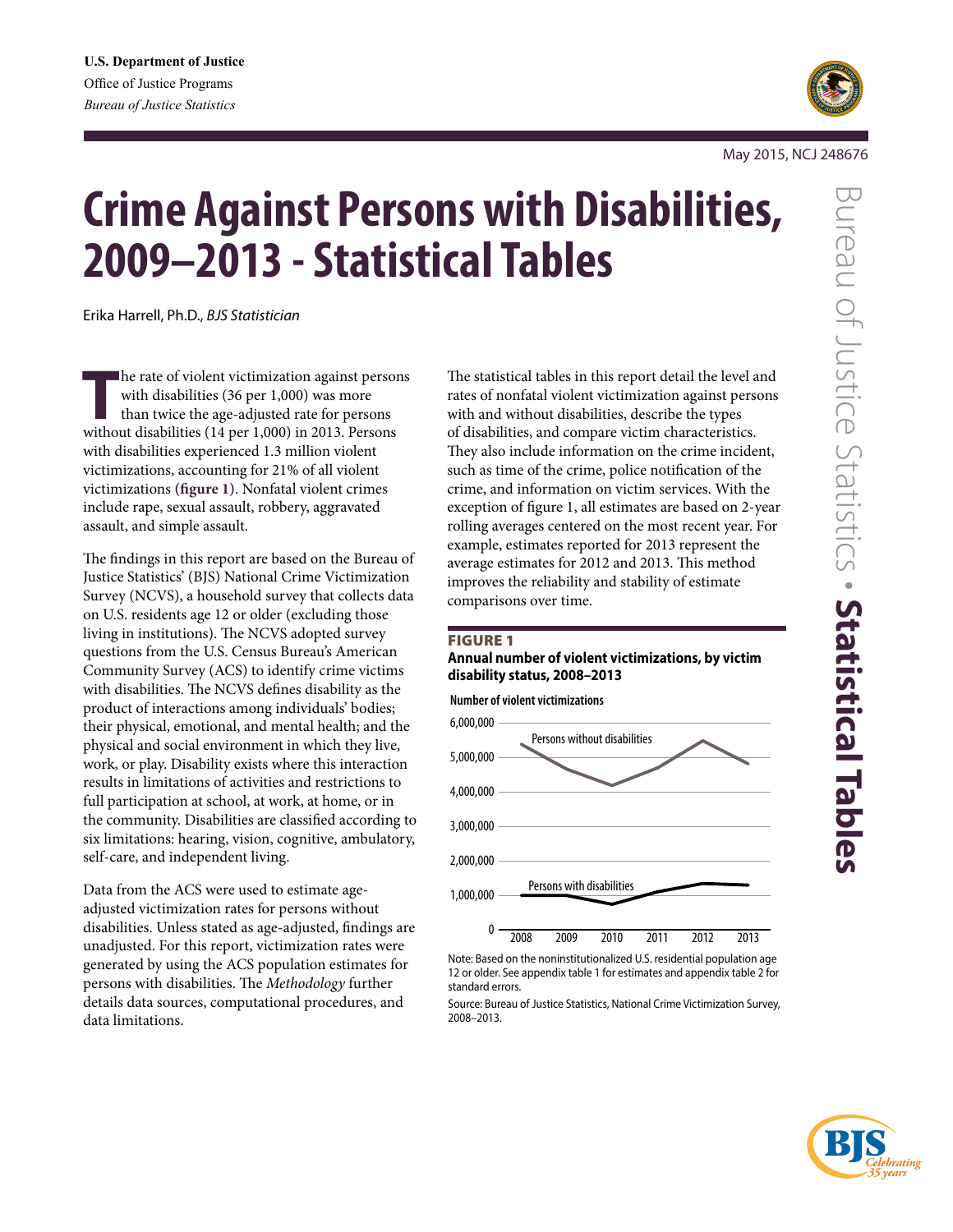U.S. Department of Justice
Office of Justice Programs
*Bureau of Justice Statistics*

May 2015, NCJ 248676

# Crime Against Persons with Disabilities, 2009–2013 - Statistical Tables

Erika Harrell, Ph.D., *BJS Statistician*

The rate of violent victimization against persons with disabilities (36 per 1,000) was more than twice the age-adjusted rate for persons without disabilities (14 per 1,000) in 2013. Persons with disabilities experienced 1.3 million violent victimizations, accounting for 21% of all violent victimizations (**figure 1**). Nonfatal violent crimes include rape, sexual assault, robbery, aggravated assault, and simple assault.

The findings in this report are based on the Bureau of Justice Statistics' (BJS) National Crime Victimization Survey (NCVS), a household survey that collects data on U.S. residents age 12 or older (excluding those living in institutions). The NCVS adopted survey questions from the U.S. Census Bureau's American Community Survey (ACS) to identify crime victims with disabilities. The NCVS defines disability as the product of interactions among individuals' bodies; their physical, emotional, and mental health; and the physical and social environment in which they live, work, or play. Disability exists where this interaction results in limitations of activities and restrictions to full participation at school, at work, at home, or in the community. Disabilities are classified according to six limitations: hearing, vision, cognitive, ambulatory, self-care, and independent living.

Data from the ACS were used to estimate age-adjusted victimization rates for persons without disabilities. Unless stated as age-adjusted, findings are unadjusted. For this report, victimization rates were generated by using the ACS population estimates for persons with disabilities. The *Methodology* further details data sources, computational procedures, and data limitations.

The statistical tables in this report detail the level and rates of nonfatal violent victimization against persons with and without disabilities, describe the types of disabilities, and compare victim characteristics. They also include information on the crime incident, such as time of the crime, police notification of the crime, and information on victim services. With the exception of figure 1, all estimates are based on 2-year rolling averages centered on the most recent year. For example, estimates reported for 2013 represent the average estimates for 2012 and 2013. This method improves the reliability and stability of estimate comparisons over time.

**FIGURE 1**
**Annual number of violent victimizations, by victim disability status, 2008–2013**

Note: Based on the noninstitutionalized U.S. residential population age 12 or older. See appendix table 1 for estimates and appendix table 2 for standard errors.

Source: Bureau of Justice Statistics, National Crime Victimization Survey, 2008–2013.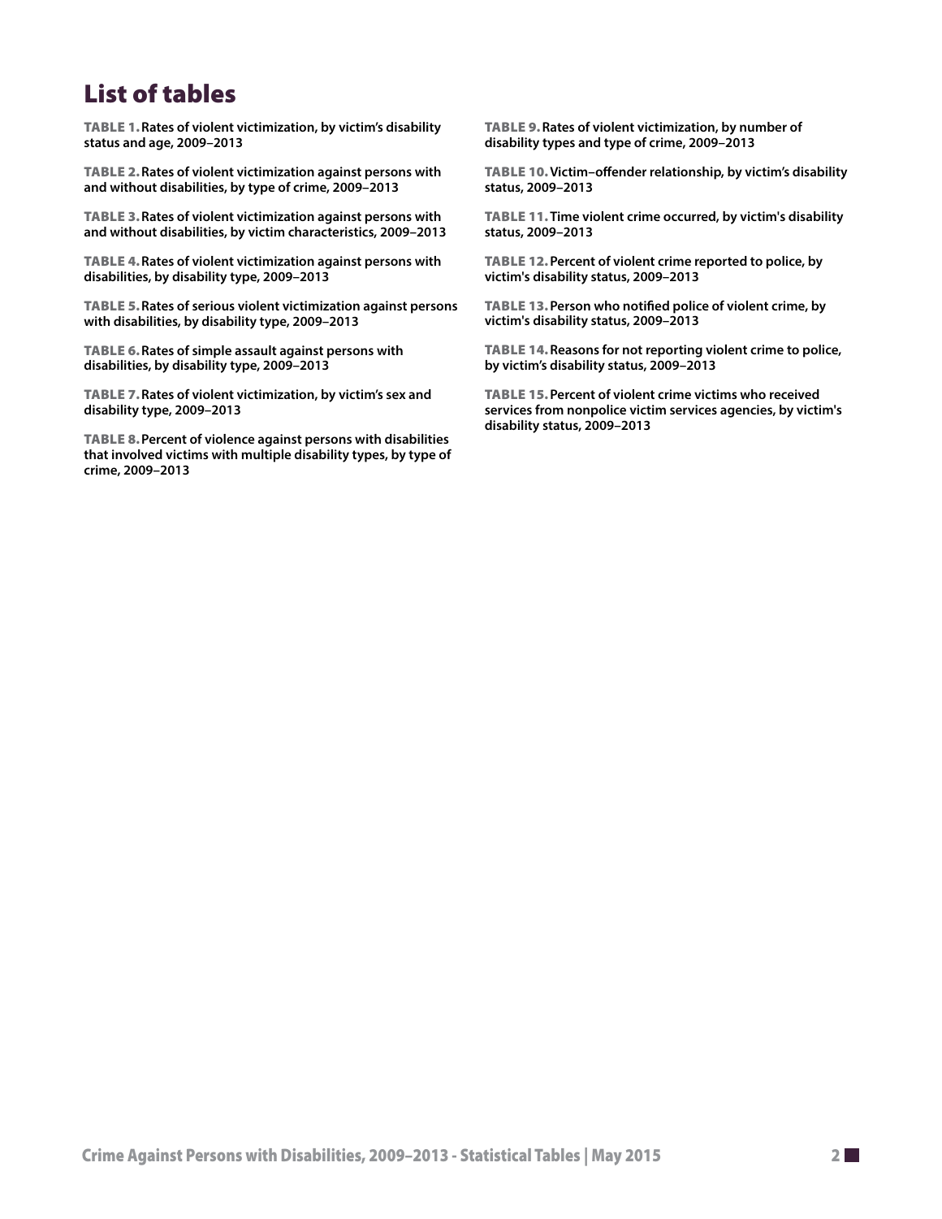# List of tables

**TABLE 1.** **Rates of violent victimization, by victim's disability status and age, 2009–2013**

**TABLE 2.** **Rates of violent victimization against persons with and without disabilities, by type of crime, 2009–2013**

**TABLE 3.** **Rates of violent victimization against persons with and without disabilities, by victim characteristics, 2009–2013**

**TABLE 4.** **Rates of violent victimization against persons with disabilities, by disability type, 2009–2013**

**TABLE 5.** **Rates of serious violent victimization against persons with disabilities, by disability type, 2009–2013**

**TABLE 6.** **Rates of simple assault against persons with disabilities, by disability type, 2009–2013**

**TABLE 7.** **Rates of violent victimization, by victim's sex and disability type, 2009–2013**

**TABLE 8.** **Percent of violence against persons with disabilities that involved victims with multiple disability types, by type of crime, 2009–2013**

**TABLE 9.** **Rates of violent victimization, by number of disability types and type of crime, 2009–2013**

**TABLE 10.** **Victim–offender relationship, by victim's disability status, 2009–2013**

**TABLE 11.** **Time violent crime occurred, by victim's disability status, 2009–2013**

**TABLE 12.** **Percent of violent crime reported to police, by victim's disability status, 2009–2013**

**TABLE 13.** **Person who notified police of violent crime, by victim's disability status, 2009–2013**

**TABLE 14.** **Reasons for not reporting violent crime to police, by victim's disability status, 2009–2013**

**TABLE 15.** **Percent of violent crime victims who received services from nonpolice victim services agencies, by victim's disability status, 2009–2013**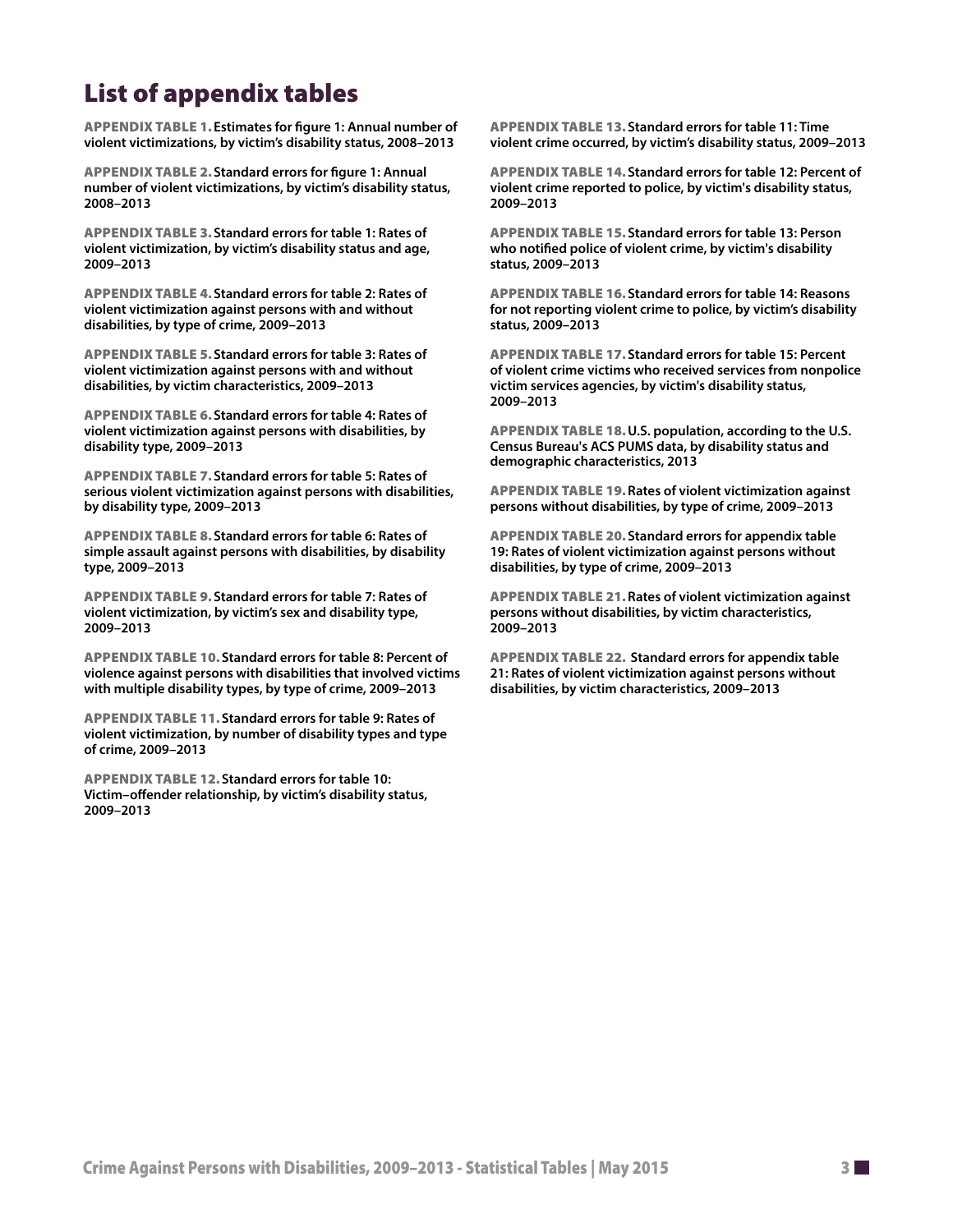# List of appendix tables

**APPENDIX TABLE 1.** **Estimates for figure 1: Annual number of violent victimizations, by victim's disability status, 2008–2013**

**APPENDIX TABLE 2.** **Standard errors for figure 1: Annual number of violent victimizations, by victim's disability status, 2008–2013**

**APPENDIX TABLE 3.** **Standard errors for table 1: Rates of violent victimization, by victim's disability status and age, 2009–2013**

**APPENDIX TABLE 4.** **Standard errors for table 2: Rates of violent victimization against persons with and without disabilities, by type of crime, 2009–2013**

**APPENDIX TABLE 5.** **Standard errors for table 3: Rates of violent victimization against persons with and without disabilities, by victim characteristics, 2009–2013**

**APPENDIX TABLE 6.** **Standard errors for table 4: Rates of violent victimization against persons with disabilities, by disability type, 2009–2013**

**APPENDIX TABLE 7.** **Standard errors for table 5: Rates of serious violent victimization against persons with disabilities, by disability type, 2009–2013**

**APPENDIX TABLE 8.** **Standard errors for table 6: Rates of simple assault against persons with disabilities, by disability type, 2009–2013**

**APPENDIX TABLE 9.** **Standard errors for table 7: Rates of violent victimization, by victim's sex and disability type, 2009–2013**

**APPENDIX TABLE 10.** **Standard errors for table 8: Percent of violence against persons with disabilities that involved victims with multiple disability types, by type of crime, 2009–2013**

**APPENDIX TABLE 11.** **Standard errors for table 9: Rates of violent victimization, by number of disability types and type of crime, 2009–2013**

**APPENDIX TABLE 12.** **Standard errors for table 10: Victim–offender relationship, by victim's disability status, 2009–2013**

**APPENDIX TABLE 13.** **Standard errors for table 11: Time violent crime occurred, by victim's disability status, 2009–2013**

**APPENDIX TABLE 14.** **Standard errors for table 12: Percent of violent crime reported to police, by victim's disability status, 2009–2013**

**APPENDIX TABLE 15.** **Standard errors for table 13: Person who notified police of violent crime, by victim's disability status, 2009–2013**

**APPENDIX TABLE 16.** **Standard errors for table 14: Reasons for not reporting violent crime to police, by victim's disability status, 2009–2013**

**APPENDIX TABLE 17.** **Standard errors for table 15: Percent of violent crime victims who received services from nonpolice victim services agencies, by victim's disability status, 2009–2013**

**APPENDIX TABLE 18.** **U.S. population, according to the U.S. Census Bureau's ACS PUMS data, by disability status and demographic characteristics, 2013**

**APPENDIX TABLE 19.** **Rates of violent victimization against persons without disabilities, by type of crime, 2009–2013**

**APPENDIX TABLE 20.** **Standard errors for appendix table 19: Rates of violent victimization against persons without disabilities, by type of crime, 2009–2013**

**APPENDIX TABLE 21.** **Rates of violent victimization against persons without disabilities, by victim characteristics, 2009–2013**

**APPENDIX TABLE 22.** **Standard errors for appendix table 21: Rates of violent victimization against persons without disabilities, by victim characteristics, 2009–2013**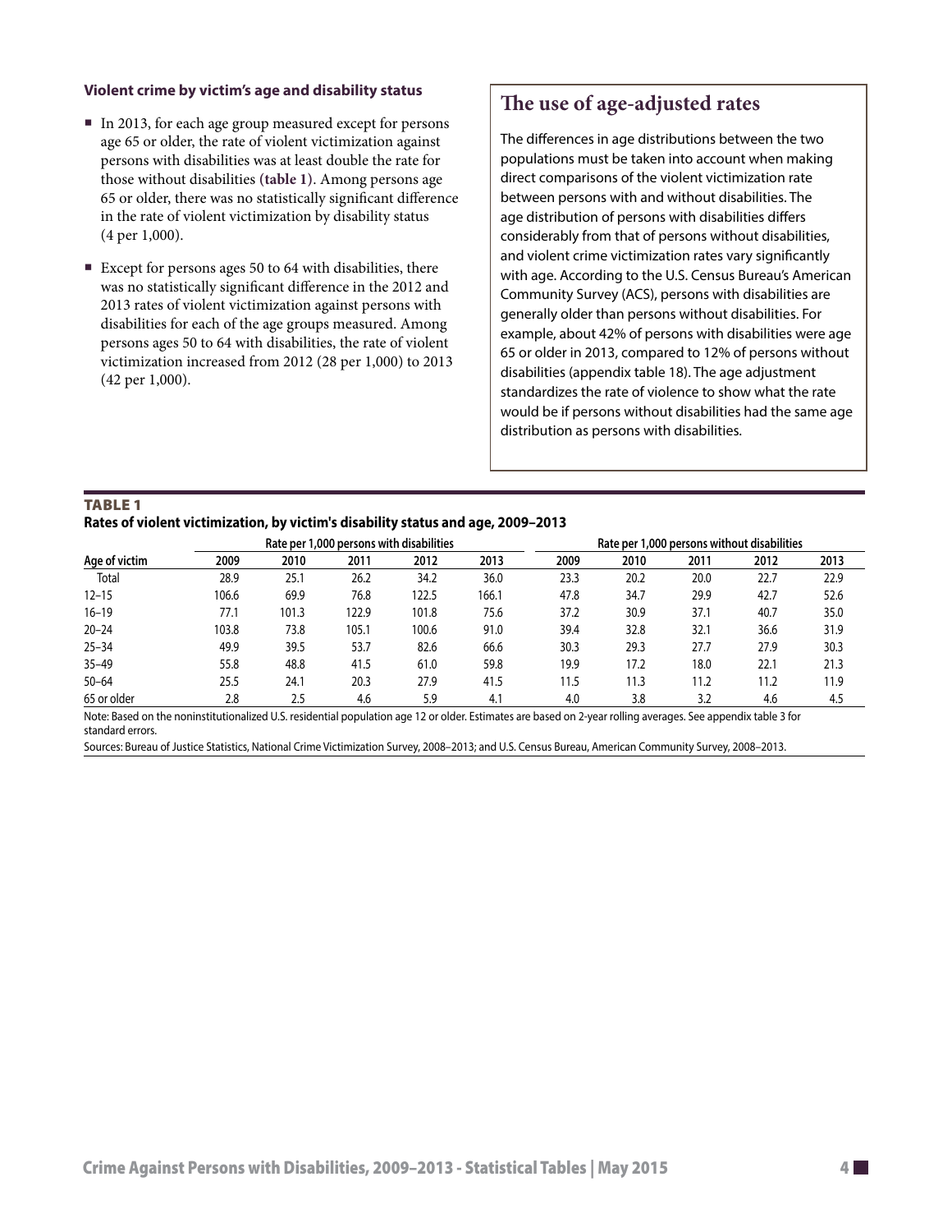### Violent crime by victim's age and disability status

- In 2013, for each age group measured except for persons age 65 or older, the rate of violent victimization against persons with disabilities was at least double the rate for those without disabilities **(table 1)**. Among persons age 65 or older, there was no statistically significant difference in the rate of violent victimization by disability status (4 per 1,000).
- Except for persons ages 50 to 64 with disabilities, there was no statistically significant difference in the 2012 and 2013 rates of violent victimization against persons with disabilities for each of the age groups measured. Among persons ages 50 to 64 with disabilities, the rate of violent victimization increased from 2012 (28 per 1,000) to 2013 (42 per 1,000).

## The use of age-adjusted rates

The differences in age distributions between the two populations must be taken into account when making direct comparisons of the violent victimization rate between persons with and without disabilities. The age distribution of persons with disabilities differs considerably from that of persons without disabilities, and violent crime victimization rates vary significantly with age. According to the U.S. Census Bureau's American Community Survey (ACS), persons with disabilities are generally older than persons without disabilities. For example, about 42% of persons with disabilities were age 65 or older in 2013, compared to 12% of persons without disabilities (appendix table 18). The age adjustment standardizes the rate of violence to show what the rate would be if persons without disabilities had the same age distribution as persons with disabilities.

**TABLE 1**
**Rates of violent victimization, by victim's disability status and age, 2009–2013**

| | Rate per 1,000 persons with disabilities | | | | | Rate per 1,000 persons without disabilities | | | | |
|---|---|---|---|---|---|---|---|---|---|---|
| Age of victim | 2009 | 2010 | 2011 | 2012 | 2013 | 2009 | 2010 | 2011 | 2012 | 2013 |
| Total | 28.9 | 25.1 | 26.2 | 34.2 | 36.0 | 23.3 | 20.2 | 20.0 | 22.7 | 22.9 |
| 12–15 | 106.6 | 69.9 | 76.8 | 122.5 | 166.1 | 47.8 | 34.7 | 29.9 | 42.7 | 52.6 |
| 16–19 | 77.1 | 101.3 | 122.9 | 101.8 | 75.6 | 37.2 | 30.9 | 37.1 | 40.7 | 35.0 |
| 20–24 | 103.8 | 73.8 | 105.1 | 100.6 | 91.0 | 39.4 | 32.8 | 32.1 | 36.6 | 31.9 |
| 25–34 | 49.9 | 39.5 | 53.7 | 82.6 | 66.6 | 30.3 | 29.3 | 27.7 | 27.9 | 30.3 |
| 35–49 | 55.8 | 48.8 | 41.5 | 61.0 | 59.8 | 19.9 | 17.2 | 18.0 | 22.1 | 21.3 |
| 50–64 | 25.5 | 24.1 | 20.3 | 27.9 | 41.5 | 11.5 | 11.3 | 11.2 | 11.2 | 11.9 |
| 65 or older | 2.8 | 2.5 | 4.6 | 5.9 | 4.1 | 4.0 | 3.8 | 3.2 | 4.6 | 4.5 |

Note: Based on the noninstitutionalized U.S. residential population age 12 or older. Estimates are based on 2-year rolling averages. See appendix table 3 for standard errors.

Sources: Bureau of Justice Statistics, National Crime Victimization Survey, 2008–2013; and U.S. Census Bureau, American Community Survey, 2008–2013.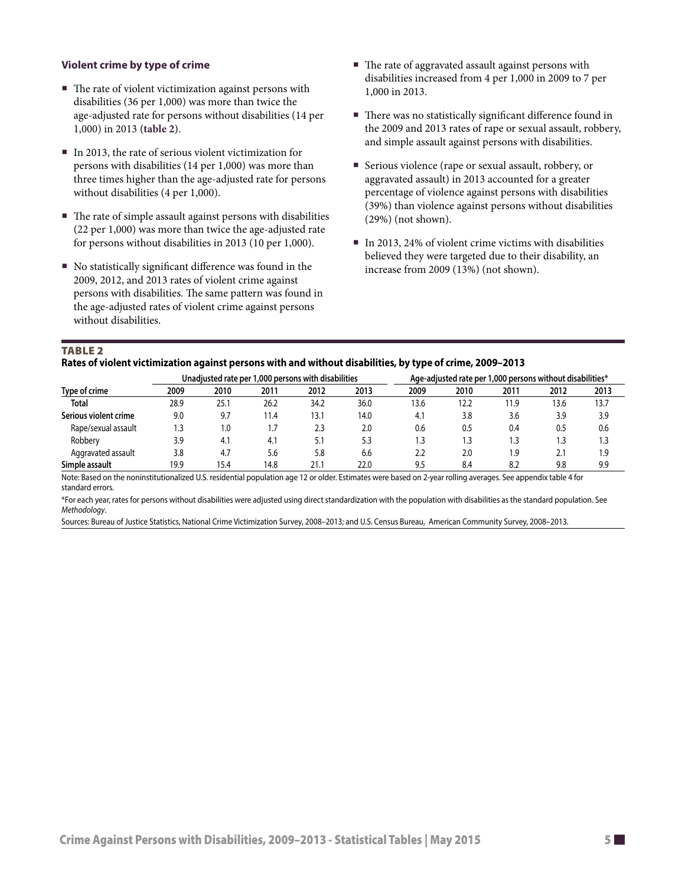### Violent crime by type of crime

- The rate of violent victimization against persons with disabilities (36 per 1,000) was more than twice the age-adjusted rate for persons without disabilities (14 per 1,000) in 2013 **(table 2)**.
- In 2013, the rate of serious violent victimization for persons with disabilities (14 per 1,000) was more than three times higher than the age-adjusted rate for persons without disabilities (4 per 1,000).
- The rate of simple assault against persons with disabilities (22 per 1,000) was more than twice the age-adjusted rate for persons without disabilities in 2013 (10 per 1,000).
- No statistically significant difference was found in the 2009, 2012, and 2013 rates of violent crime against persons with disabilities. The same pattern was found in the age-adjusted rates of violent crime against persons without disabilities.
- The rate of aggravated assault against persons with disabilities increased from 4 per 1,000 in 2009 to 7 per 1,000 in 2013.
- There was no statistically significant difference found in the 2009 and 2013 rates of rape or sexual assault, robbery, and simple assault against persons with disabilities.
- Serious violence (rape or sexual assault, robbery, or aggravated assault) in 2013 accounted for a greater percentage of violence against persons with disabilities (39%) than violence against persons without disabilities (29%) (not shown).
- In 2013, 24% of violent crime victims with disabilities believed they were targeted due to their disability, an increase from 2009 (13%) (not shown).

**TABLE 2**
**Rates of violent victimization against persons with and without disabilities, by type of crime, 2009–2013**

| | Unadjusted rate per 1,000 persons with disabilities | | | | | Age-adjusted rate per 1,000 persons without disabilities* | | | | |
|---|---|---|---|---|---|---|---|---|---|---|
| Type of crime | 2009 | 2010 | 2011 | 2012 | 2013 | 2009 | 2010 | 2011 | 2012 | 2013 |
| **Total** | 28.9 | 25.1 | 26.2 | 34.2 | 36.0 | 13.6 | 12.2 | 11.9 | 13.6 | 13.7 |
| **Serious violent crime** | 9.0 | 9.7 | 11.4 | 13.1 | 14.0 | 4.1 | 3.8 | 3.6 | 3.9 | 3.9 |
| Rape/sexual assault | 1.3 | 1.0 | 1.7 | 2.3 | 2.0 | 0.6 | 0.5 | 0.4 | 0.5 | 0.6 |
| Robbery | 3.9 | 4.1 | 4.1 | 5.1 | 5.3 | 1.3 | 1.3 | 1.3 | 1.3 | 1.3 |
| Aggravated assault | 3.8 | 4.7 | 5.6 | 5.8 | 6.6 | 2.2 | 2.0 | 1.9 | 2.1 | 1.9 |
| **Simple assault** | 19.9 | 15.4 | 14.8 | 21.1 | 22.0 | 9.5 | 8.4 | 8.2 | 9.8 | 9.9 |

Note: Based on the noninstitutionalized U.S. residential population age 12 or older. Estimates were based on 2-year rolling averages. See appendix table 4 for standard errors.

*For each year, rates for persons without disabilities were adjusted using direct standardization with the population with disabilities as the standard population. See *Methodology*.

Sources: Bureau of Justice Statistics, National Crime Victimization Survey, 2008–2013; and U.S. Census Bureau, American Community Survey, 2008–2013.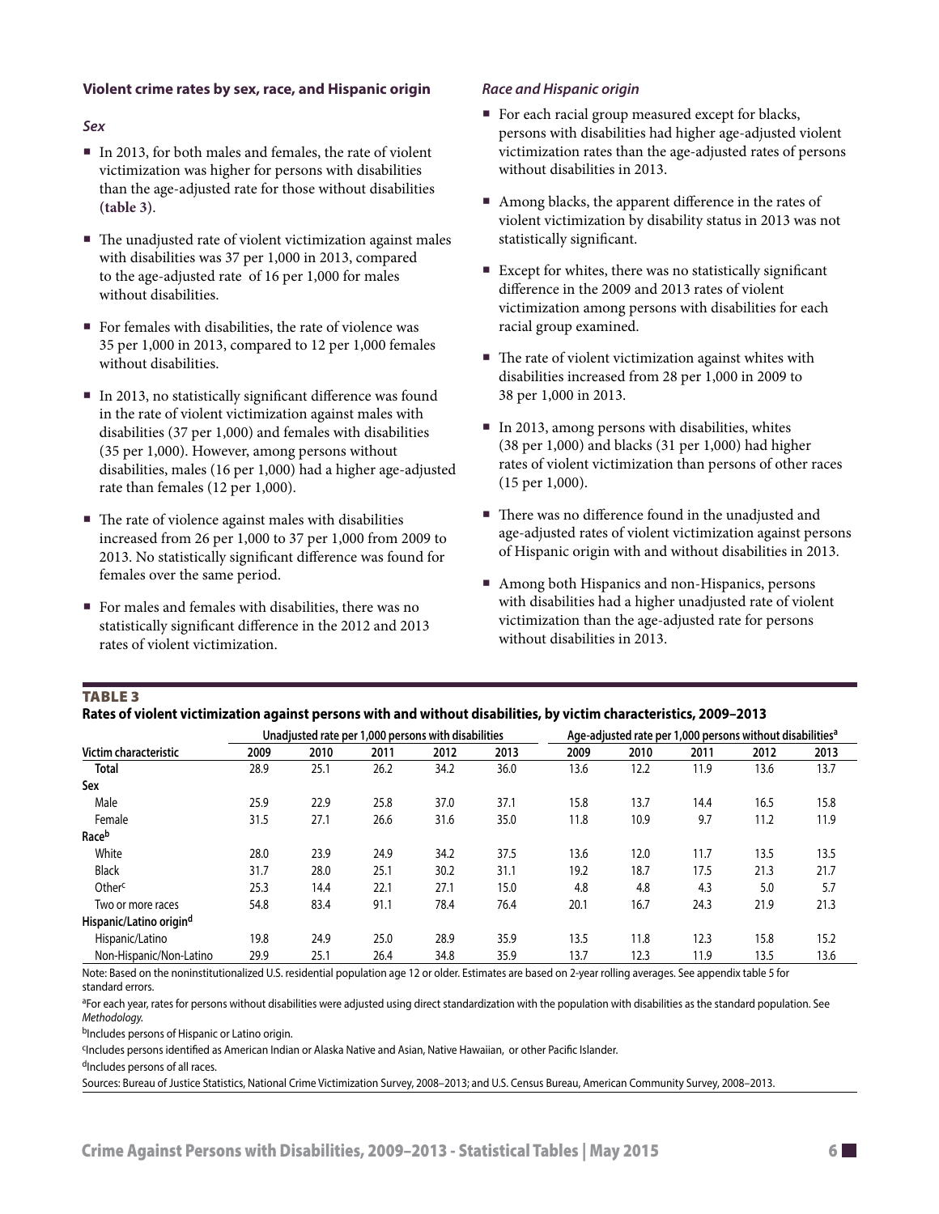### Violent crime rates by sex, race, and Hispanic origin

#### *Sex*

- In 2013, for both males and females, the rate of violent victimization was higher for persons with disabilities than the age-adjusted rate for those without disabilities **(table 3)**.
- The unadjusted rate of violent victimization against males with disabilities was 37 per 1,000 in 2013, compared to the age-adjusted rate of 16 per 1,000 for males without disabilities.
- For females with disabilities, the rate of violence was 35 per 1,000 in 2013, compared to 12 per 1,000 females without disabilities.
- In 2013, no statistically significant difference was found in the rate of violent victimization against males with disabilities (37 per 1,000) and females with disabilities (35 per 1,000). However, among persons without disabilities, males (16 per 1,000) had a higher age-adjusted rate than females (12 per 1,000).
- The rate of violence against males with disabilities increased from 26 per 1,000 to 37 per 1,000 from 2009 to 2013. No statistically significant difference was found for females over the same period.
- For males and females with disabilities, there was no statistically significant difference in the 2012 and 2013 rates of violent victimization.

#### *Race and Hispanic origin*

- For each racial group measured except for blacks, persons with disabilities had higher age-adjusted violent victimization rates than the age-adjusted rates of persons without disabilities in 2013.
- Among blacks, the apparent difference in the rates of violent victimization by disability status in 2013 was not statistically significant.
- Except for whites, there was no statistically significant difference in the 2009 and 2013 rates of violent victimization among persons with disabilities for each racial group examined.
- The rate of violent victimization against whites with disabilities increased from 28 per 1,000 in 2009 to 38 per 1,000 in 2013.
- In 2013, among persons with disabilities, whites (38 per 1,000) and blacks (31 per 1,000) had higher rates of violent victimization than persons of other races (15 per 1,000).
- There was no difference found in the unadjusted and age-adjusted rates of violent victimization against persons of Hispanic origin with and without disabilities in 2013.
- Among both Hispanics and non-Hispanics, persons with disabilities had a higher unadjusted rate of violent victimization than the age-adjusted rate for persons without disabilities in 2013.

**TABLE 3**
**Rates of violent victimization against persons with and without disabilities, by victim characteristics, 2009–2013**

| Victim characteristic | Unadjusted rate per 1,000 persons with disabilities | | | | | Age-adjusted rate per 1,000 persons without disabilities[a] | | | | |
|---|---|---|---|---|---|---|---|---|---|---|
| | 2009 | 2010 | 2011 | 2012 | 2013 | 2009 | 2010 | 2011 | 2012 | 2013 |
| **Total** | 28.9 | 25.1 | 26.2 | 34.2 | 36.0 | 13.6 | 12.2 | 11.9 | 13.6 | 13.7 |
| **Sex** | | | | | | | | | | |
| Male | 25.9 | 22.9 | 25.8 | 37.0 | 37.1 | 15.8 | 13.7 | 14.4 | 16.5 | 15.8 |
| Female | 31.5 | 27.1 | 26.6 | 31.6 | 35.0 | 11.8 | 10.9 | 9.7 | 11.2 | 11.9 |
| **Race[b]** | | | | | | | | | | |
| White | 28.0 | 23.9 | 24.9 | 34.2 | 37.5 | 13.6 | 12.0 | 11.7 | 13.5 | 13.5 |
| Black | 31.7 | 28.0 | 25.1 | 30.2 | 31.1 | 19.2 | 18.7 | 17.5 | 21.3 | 21.7 |
| Other[c] | 25.3 | 14.4 | 22.1 | 27.1 | 15.0 | 4.8 | 4.8 | 4.3 | 5.0 | 5.7 |
| Two or more races | 54.8 | 83.4 | 91.1 | 78.4 | 76.4 | 20.1 | 16.7 | 24.3 | 21.9 | 21.3 |
| **Hispanic/Latino origin[d]** | | | | | | | | | | |
| Hispanic/Latino | 19.8 | 24.9 | 25.0 | 28.9 | 35.9 | 13.5 | 11.8 | 12.3 | 15.8 | 15.2 |
| Non-Hispanic/Non-Latino | 29.9 | 25.1 | 26.4 | 34.8 | 35.9 | 13.7 | 12.3 | 11.9 | 13.5 | 13.6 |

Note: Based on the noninstitutionalized U.S. residential population age 12 or older. Estimates are based on 2-year rolling averages. See appendix table 5 for standard errors.

[a]For each year, rates for persons without disabilities were adjusted using direct standardization with the population with disabilities as the standard population. See *Methodology.*

[b]Includes persons of Hispanic or Latino origin.

[c]Includes persons identified as American Indian or Alaska Native and Asian, Native Hawaiian, or other Pacific Islander.

[d]Includes persons of all races.

Sources: Bureau of Justice Statistics, National Crime Victimization Survey, 2008–2013; and U.S. Census Bureau, American Community Survey, 2008–2013.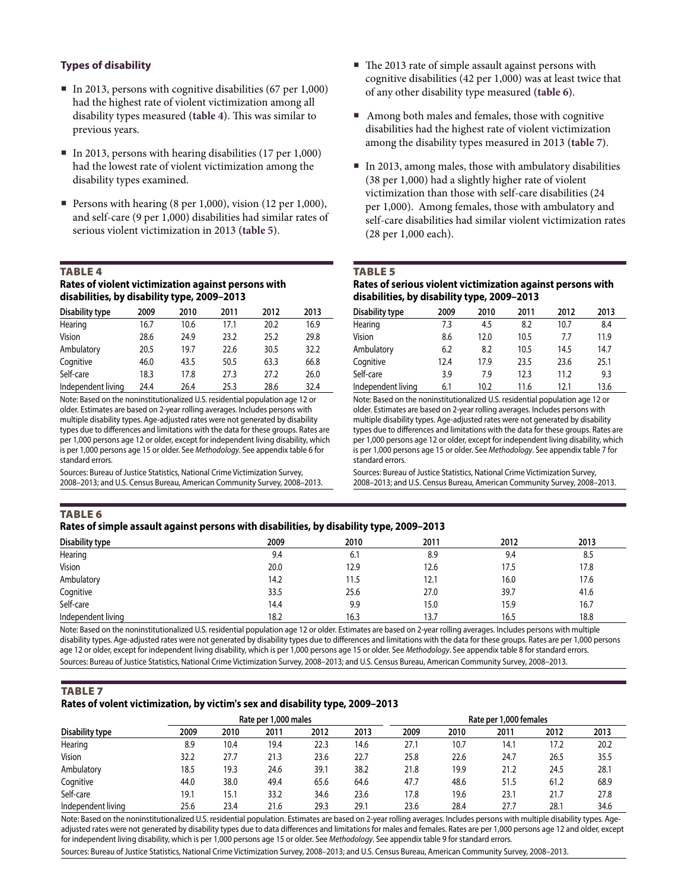### Types of disability

- In 2013, persons with cognitive disabilities (67 per 1,000) had the highest rate of violent victimization among all disability types measured **(table 4)**. This was similar to previous years.
- In 2013, persons with hearing disabilities (17 per 1,000) had the lowest rate of violent victimization among the disability types examined.
- Persons with hearing (8 per 1,000), vision (12 per 1,000), and self-care (9 per 1,000) disabilities had similar rates of serious violent victimization in 2013 **(table 5)**.
- The 2013 rate of simple assault against persons with cognitive disabilities (42 per 1,000) was at least twice that of any other disability type measured **(table 6)**.
- Among both males and females, those with cognitive disabilities had the highest rate of violent victimization among the disability types measured in 2013 **(table 7)**.
- In 2013, among males, those with ambulatory disabilities (38 per 1,000) had a slightly higher rate of violent victimization than those with self-care disabilities (24 per 1,000). Among females, those with ambulatory and self-care disabilities had similar violent victimization rates (28 per 1,000 each).

**TABLE 4**
**Rates of violent victimization against persons with disabilities, by disability type, 2009–2013**

| Disability type | 2009 | 2010 | 2011 | 2012 | 2013 |
|---|---|---|---|---|---|
| Hearing | 16.7 | 10.6 | 17.1 | 20.2 | 16.9 |
| Vision | 28.6 | 24.9 | 23.2 | 25.2 | 29.8 |
| Ambulatory | 20.5 | 19.7 | 22.6 | 30.5 | 32.2 |
| Cognitive | 46.0 | 43.5 | 50.5 | 63.3 | 66.8 |
| Self-care | 18.3 | 17.8 | 27.3 | 27.2 | 26.0 |
| Independent living | 24.4 | 26.4 | 25.3 | 28.6 | 32.4 |

Note: Based on the noninstitutionalized U.S. residential population age 12 or older. Estimates are based on 2-year rolling averages. Includes persons with multiple disability types. Age-adjusted rates were not generated by disability types due to differences and limitations with the data for these groups. Rates are per 1,000 persons age 12 or older, except for independent living disability, which is per 1,000 persons age 15 or older. See *Methodology*. See appendix table 6 for standard errors.

Sources: Bureau of Justice Statistics, National Crime Victimization Survey, 2008–2013; and U.S. Census Bureau, American Community Survey, 2008–2013.

**TABLE 5**
**Rates of serious violent victimization against persons with disabilities, by disability type, 2009–2013**

| Disability type | 2009 | 2010 | 2011 | 2012 | 2013 |
|---|---|---|---|---|---|
| Hearing | 7.3 | 4.5 | 8.2 | 10.7 | 8.4 |
| Vision | 8.6 | 12.0 | 10.5 | 7.7 | 11.9 |
| Ambulatory | 6.2 | 8.2 | 10.5 | 14.5 | 14.7 |
| Cognitive | 12.4 | 17.9 | 23.5 | 23.6 | 25.1 |
| Self-care | 3.9 | 7.9 | 12.3 | 11.2 | 9.3 |
| Independent living | 6.1 | 10.2 | 11.6 | 12.1 | 13.6 |

Note: Based on the noninstitutionalized U.S. residential population age 12 or older. Estimates are based on 2-year rolling averages. Includes persons with multiple disability types. Age-adjusted rates were not generated by disability types due to differences and limitations with the data for these groups. Rates are per 1,000 persons age 12 or older, except for independent living disability, which is per 1,000 persons age 15 or older. See *Methodology*. See appendix table 7 for standard errors.

Sources: Bureau of Justice Statistics, National Crime Victimization Survey, 2008–2013; and U.S. Census Bureau, American Community Survey, 2008–2013.

**TABLE 6**
**Rates of simple assault against persons with disabilities, by disability type, 2009–2013**

| Disability type | 2009 | 2010 | 2011 | 2012 | 2013 |
|---|---|---|---|---|---|
| Hearing | 9.4 | 6.1 | 8.9 | 9.4 | 8.5 |
| Vision | 20.0 | 12.9 | 12.6 | 17.5 | 17.8 |
| Ambulatory | 14.2 | 11.5 | 12.1 | 16.0 | 17.6 |
| Cognitive | 33.5 | 25.6 | 27.0 | 39.7 | 41.6 |
| Self-care | 14.4 | 9.9 | 15.0 | 15.9 | 16.7 |
| Independent living | 18.2 | 16.3 | 13.7 | 16.5 | 18.8 |

Note: Based on the noninstitutionalized U.S. residential population age 12 or older. Estimates are based on 2-year rolling averages. Includes persons with multiple disability types. Age-adjusted rates were not generated by disability types due to differences and limitations with the data for these groups. Rates are per 1,000 persons age 12 or older, except for independent living disability, which is per 1,000 persons age 15 or older. See *Methodology*. See appendix table 8 for standard errors.

Sources: Bureau of Justice Statistics, National Crime Victimization Survey, 2008–2013; and U.S. Census Bureau, American Community Survey, 2008–2013.

**TABLE 7**
**Rates of volent victimization, by victim's sex and disability type, 2009–2013**

| | Rate per 1,000 males | | | | | Rate per 1,000 females | | | | |
|---|---|---|---|---|---|---|---|---|---|---|
| Disability type | 2009 | 2010 | 2011 | 2012 | 2013 | 2009 | 2010 | 2011 | 2012 | 2013 |
| Hearing | 8.9 | 10.4 | 19.4 | 22.3 | 14.6 | 27.1 | 10.7 | 14.1 | 17.2 | 20.2 |
| Vision | 32.2 | 27.7 | 21.3 | 23.6 | 22.7 | 25.8 | 22.6 | 24.7 | 26.5 | 35.5 |
| Ambulatory | 18.5 | 19.3 | 24.6 | 39.1 | 38.2 | 21.8 | 19.9 | 21.2 | 24.5 | 28.1 |
| Cognitive | 44.0 | 38.0 | 49.4 | 65.6 | 64.6 | 47.7 | 48.6 | 51.5 | 61.2 | 68.9 |
| Self-care | 19.1 | 15.1 | 33.2 | 34.6 | 23.6 | 17.8 | 19.6 | 23.1 | 21.7 | 27.8 |
| Independent living | 25.6 | 23.4 | 21.6 | 29.3 | 29.1 | 23.6 | 28.4 | 27.7 | 28.1 | 34.6 |

Note: Based on the noninstitutionalized U.S. residential population. Estimates are based on 2-year rolling averages. Includes persons with multiple disability types. Age-adjusted rates were not generated by disability types due to data differences and limitations for males and females. Rates are per 1,000 persons age 12 and older, except for independent living disability, which is per 1,000 persons age 15 or older. See *Methodology*. See appendix table 9 for standard errors.

Sources: Bureau of Justice Statistics, National Crime Victimization Survey, 2008–2013; and U.S. Census Bureau, American Community Survey, 2008–2013.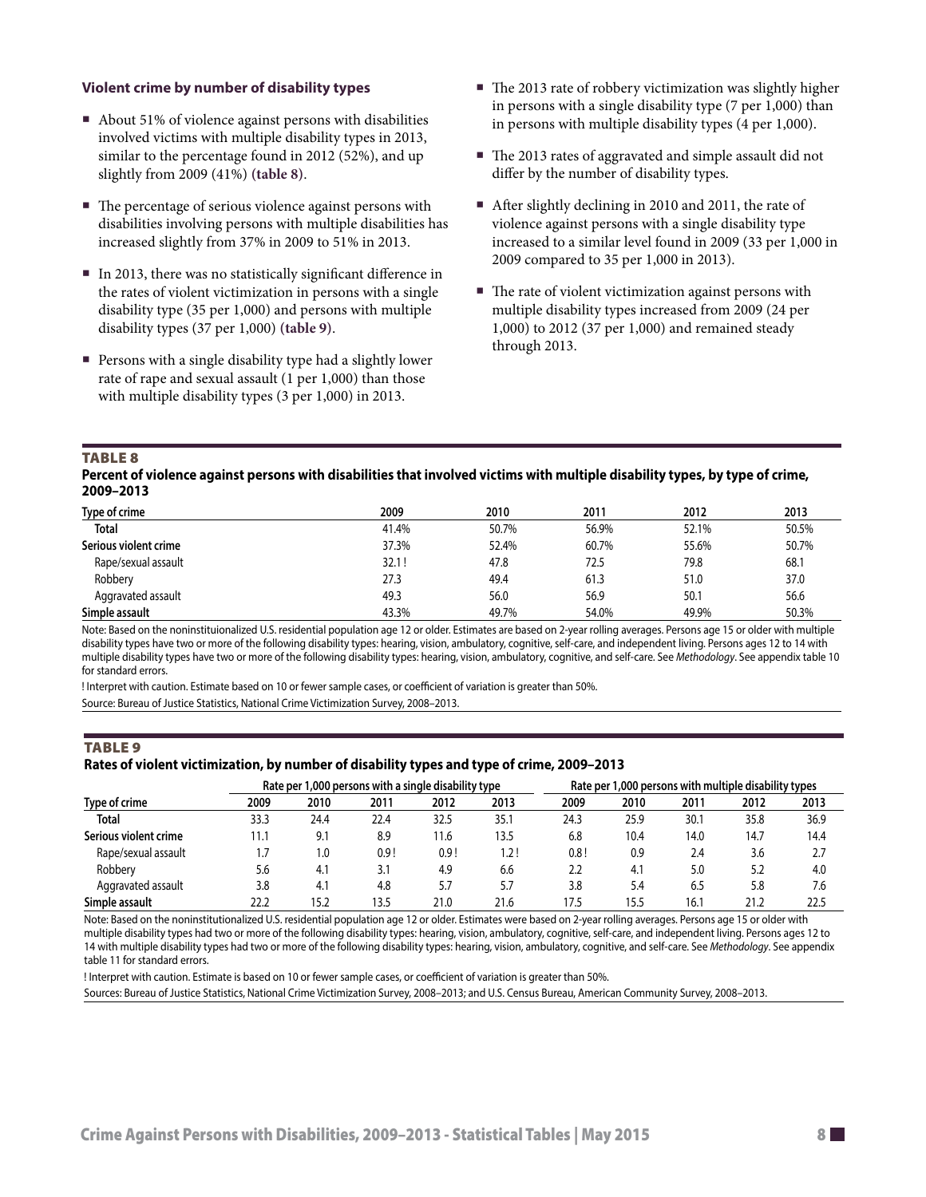### Violent crime by number of disability types

- About 51% of violence against persons with disabilities involved victims with multiple disability types in 2013, similar to the percentage found in 2012 (52%), and up slightly from 2009 (41%) **(table 8)**.
- The percentage of serious violence against persons with disabilities involving persons with multiple disabilities has increased slightly from 37% in 2009 to 51% in 2013.
- In 2013, there was no statistically significant difference in the rates of violent victimization in persons with a single disability type (35 per 1,000) and persons with multiple disability types (37 per 1,000) **(table 9)**.
- Persons with a single disability type had a slightly lower rate of rape and sexual assault (1 per 1,000) than those with multiple disability types (3 per 1,000) in 2013.
- The 2013 rate of robbery victimization was slightly higher in persons with a single disability type (7 per 1,000) than in persons with multiple disability types (4 per 1,000).
- The 2013 rates of aggravated and simple assault did not differ by the number of disability types.
- After slightly declining in 2010 and 2011, the rate of violence against persons with a single disability type increased to a similar level found in 2009 (33 per 1,000 in 2009 compared to 35 per 1,000 in 2013).
- The rate of violent victimization against persons with multiple disability types increased from 2009 (24 per 1,000) to 2012 (37 per 1,000) and remained steady through 2013.

**TABLE 8**

**Percent of violence against persons with disabilities that involved victims with multiple disability types, by type of crime, 2009–2013**

| Type of crime | 2009 | 2010 | 2011 | 2012 | 2013 |
|---|---|---|---|---|---|
| **Total** | 41.4% | 50.7% | 56.9% | 52.1% | 50.5% |
| **Serious violent crime** | 37.3% | 52.4% | 60.7% | 55.6% | 50.7% |
| Rape/sexual assault | 32.1 ! | 47.8 | 72.5 | 79.8 | 68.1 |
| Robbery | 27.3 | 49.4 | 61.3 | 51.0 | 37.0 |
| Aggravated assault | 49.3 | 56.0 | 56.9 | 50.1 | 56.6 |
| **Simple assault** | 43.3% | 49.7% | 54.0% | 49.9% | 50.3% |

Note: Based on the noninstituionalized U.S. residential population age 12 or older. Estimates are based on 2-year rolling averages. Persons age 15 or older with multiple disability types have two or more of the following disability types: hearing, vision, ambulatory, cognitive, self-care, and independent living. Persons ages 12 to 14 with multiple disability types have two or more of the following disability types: hearing, vision, ambulatory, cognitive, and self-care. See *Methodology*. See appendix table 10 for standard errors.

! Interpret with caution. Estimate based on 10 or fewer sample cases, or coefficient of variation is greater than 50%.

Source: Bureau of Justice Statistics, National Crime Victimization Survey, 2008–2013.

**TABLE 9**

**Rates of violent victimization, by number of disability types and type of crime, 2009–2013**

| | Rate per 1,000 persons with a single disability type | | | | | Rate per 1,000 persons with multiple disability types | | | | |
|---|---|---|---|---|---|---|---|---|---|---|
| Type of crime | 2009 | 2010 | 2011 | 2012 | 2013 | 2009 | 2010 | 2011 | 2012 | 2013 |
| **Total** | 33.3 | 24.4 | 22.4 | 32.5 | 35.1 | 24.3 | 25.9 | 30.1 | 35.8 | 36.9 |
| **Serious violent crime** | 11.1 | 9.1 | 8.9 | 11.6 | 13.5 | 6.8 | 10.4 | 14.0 | 14.7 | 14.4 |
| Rape/sexual assault | 1.7 | 1.0 | 0.9 ! | 0.9 ! | 1.2 ! | 0.8 ! | 0.9 | 2.4 | 3.6 | 2.7 |
| Robbery | 5.6 | 4.1 | 3.1 | 4.9 | 6.6 | 2.2 | 4.1 | 5.0 | 5.2 | 4.0 |
| Aggravated assault | 3.8 | 4.1 | 4.8 | 5.7 | 5.7 | 3.8 | 5.4 | 6.5 | 5.8 | 7.6 |
| **Simple assault** | 22.2 | 15.2 | 13.5 | 21.0 | 21.6 | 17.5 | 15.5 | 16.1 | 21.2 | 22.5 |

Note: Based on the noninstitutionalized U.S. residential population age 12 or older. Estimates were based on 2-year rolling averages. Persons age 15 or older with multiple disability types had two or more of the following disability types: hearing, vision, ambulatory, cognitive, self-care, and independent living. Persons ages 12 to 14 with multiple disability types had two or more of the following disability types: hearing, vision, ambulatory, cognitive, and self-care. See *Methodology*. See appendix table 11 for standard errors.

! Interpret with caution. Estimate is based on 10 or fewer sample cases, or coefficient of variation is greater than 50%.

Sources: Bureau of Justice Statistics, National Crime Victimization Survey, 2008–2013; and U.S. Census Bureau, American Community Survey, 2008–2013.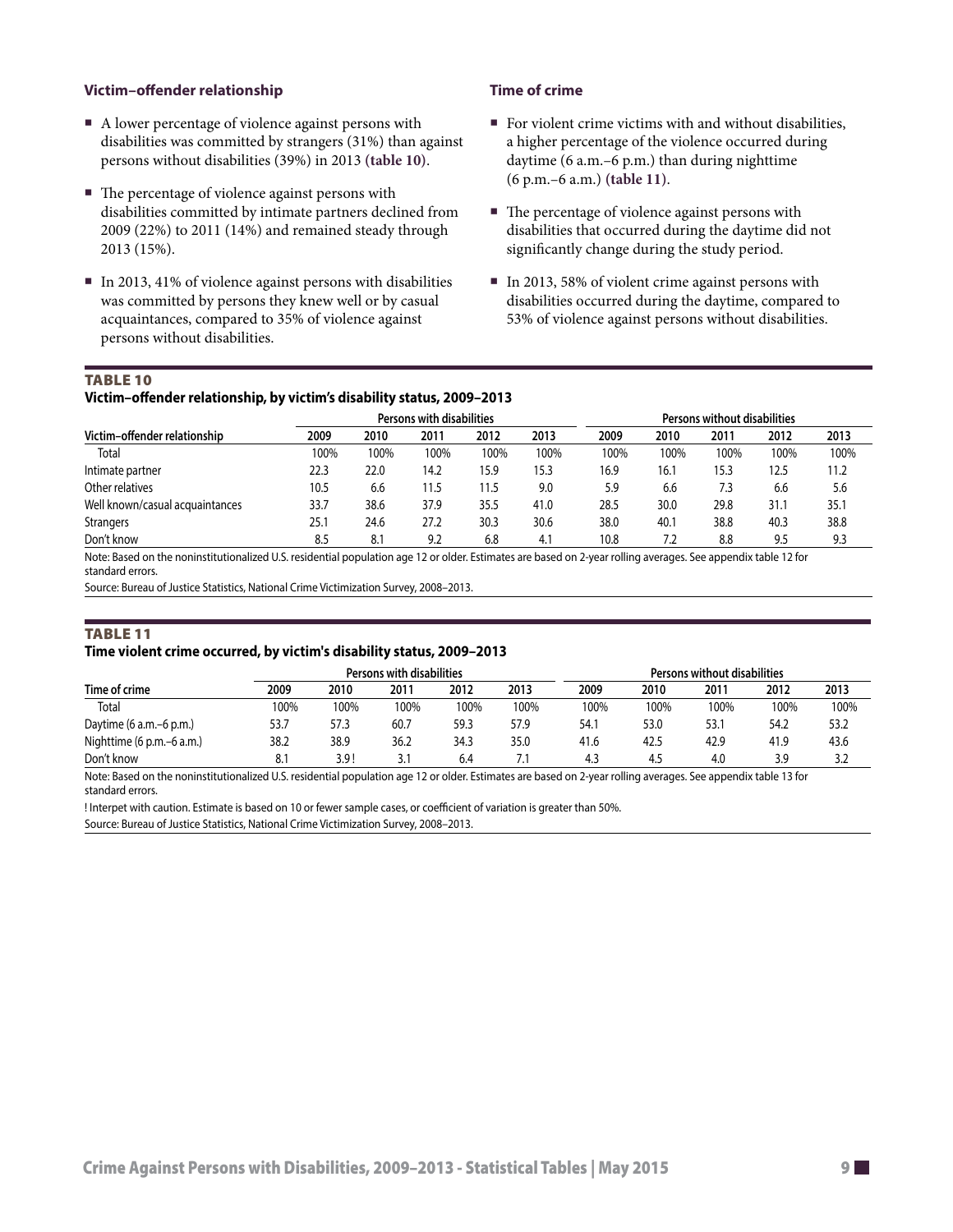### Victim–offender relationship

- A lower percentage of violence against persons with disabilities was committed by strangers (31%) than against persons without disabilities (39%) in 2013 **(table 10)**.
- The percentage of violence against persons with disabilities committed by intimate partners declined from 2009 (22%) to 2011 (14%) and remained steady through 2013 (15%).
- In 2013, 41% of violence against persons with disabilities was committed by persons they knew well or by casual acquaintances, compared to 35% of violence against persons without disabilities.

### Time of crime

- For violent crime victims with and without disabilities, a higher percentage of the violence occurred during daytime (6 a.m.–6 p.m.) than during nighttime (6 p.m.–6 a.m.) **(table 11)**.
- The percentage of violence against persons with disabilities that occurred during the daytime did not significantly change during the study period.
- In 2013, 58% of violent crime against persons with disabilities occurred during the daytime, compared to 53% of violence against persons without disabilities.

**TABLE 10**

**Victim–offender relationship, by victim's disability status, 2009–2013**

| | Persons with disabilities | | | | | Persons without disabilities | | | | |
|---|---|---|---|---|---|---|---|---|---|---|
| Victim–offender relationship | 2009 | 2010 | 2011 | 2012 | 2013 | 2009 | 2010 | 2011 | 2012 | 2013 |
| Total | 100% | 100% | 100% | 100% | 100% | 100% | 100% | 100% | 100% | 100% |
| Intimate partner | 22.3 | 22.0 | 14.2 | 15.9 | 15.3 | 16.9 | 16.1 | 15.3 | 12.5 | 11.2 |
| Other relatives | 10.5 | 6.6 | 11.5 | 11.5 | 9.0 | 5.9 | 6.6 | 7.3 | 6.6 | 5.6 |
| Well known/casual acquaintances | 33.7 | 38.6 | 37.9 | 35.5 | 41.0 | 28.5 | 30.0 | 29.8 | 31.1 | 35.1 |
| Strangers | 25.1 | 24.6 | 27.2 | 30.3 | 30.6 | 38.0 | 40.1 | 38.8 | 40.3 | 38.8 |
| Don't know | 8.5 | 8.1 | 9.2 | 6.8 | 4.1 | 10.8 | 7.2 | 8.8 | 9.5 | 9.3 |

Note: Based on the noninstitutionalized U.S. residential population age 12 or older. Estimates are based on 2-year rolling averages. See appendix table 12 for standard errors.

Source: Bureau of Justice Statistics, National Crime Victimization Survey, 2008–2013.

**TABLE 11**

**Time violent crime occurred, by victim's disability status, 2009–2013**

| | Persons with disabilities | | | | | Persons without disabilities | | | | |
|---|---|---|---|---|---|---|---|---|---|---|
| Time of crime | 2009 | 2010 | 2011 | 2012 | 2013 | 2009 | 2010 | 2011 | 2012 | 2013 |
| Total | 100% | 100% | 100% | 100% | 100% | 100% | 100% | 100% | 100% | 100% |
| Daytime (6 a.m.–6 p.m.) | 53.7 | 57.3 | 60.7 | 59.3 | 57.9 | 54.1 | 53.0 | 53.1 | 54.2 | 53.2 |
| Nighttime (6 p.m.–6 a.m.) | 38.2 | 38.9 | 36.2 | 34.3 | 35.0 | 41.6 | 42.5 | 42.9 | 41.9 | 43.6 |
| Don't know | 8.1 | 3.9 ! | 3.1 | 6.4 | 7.1 | 4.3 | 4.5 | 4.0 | 3.9 | 3.2 |

Note: Based on the noninstitutionalized U.S. residential population age 12 or older. Estimates are based on 2-year rolling averages. See appendix table 13 for standard errors.

! Interpet with caution. Estimate is based on 10 or fewer sample cases, or coefficient of variation is greater than 50%.

Source: Bureau of Justice Statistics, National Crime Victimization Survey, 2008–2013.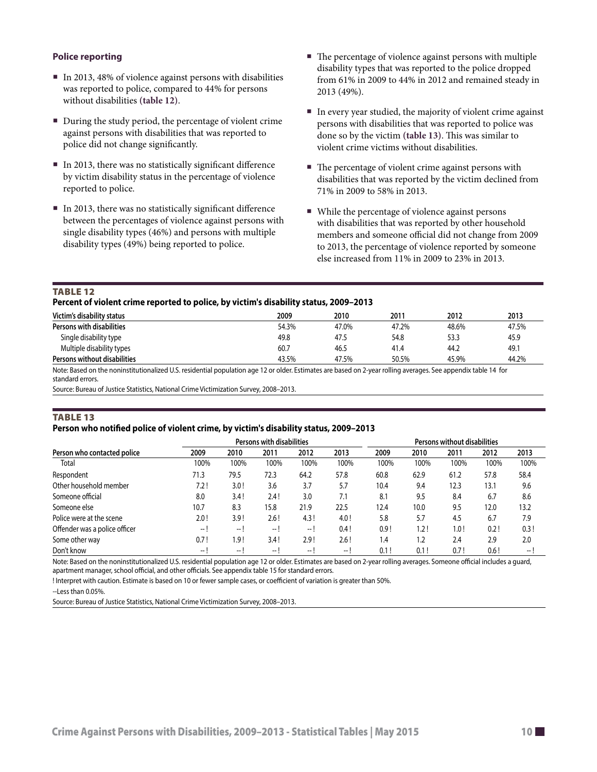### Police reporting

- In 2013, 48% of violence against persons with disabilities was reported to police, compared to 44% for persons without disabilities **(table 12)**.
- During the study period, the percentage of violent crime against persons with disabilities that was reported to police did not change significantly.
- In 2013, there was no statistically significant difference by victim disability status in the percentage of violence reported to police.
- In 2013, there was no statistically significant difference between the percentages of violence against persons with single disability types (46%) and persons with multiple disability types (49%) being reported to police.
- The percentage of violence against persons with multiple disability types that was reported to the police dropped from 61% in 2009 to 44% in 2012 and remained steady in 2013 (49%).
- In every year studied, the majority of violent crime against persons with disabilities that was reported to police was done so by the victim **(table 13)**. This was similar to violent crime victims without disabilities.
- The percentage of violent crime against persons with disabilities that was reported by the victim declined from 71% in 2009 to 58% in 2013.
- While the percentage of violence against persons with disabilities that was reported by other household members and someone official did not change from 2009 to 2013, the percentage of violence reported by someone else increased from 11% in 2009 to 23% in 2013.

**TABLE 12**
**Percent of violent crime reported to police, by victim's disability status, 2009–2013**

| Victim's disability status | 2009 | 2010 | 2011 | 2012 | 2013 |
|---|---|---|---|---|---|
| **Persons with disabilities** | 54.3% | 47.0% | 47.2% | 48.6% | 47.5% |
| Single disability type | 49.8 | 47.5 | 54.8 | 53.3 | 45.9 |
| Multiple disability types | 60.7 | 46.5 | 41.4 | 44.2 | 49.1 |
| **Persons without disabilities** | 43.5% | 47.5% | 50.5% | 45.9% | 44.2% |

Note: Based on the noninstitutionalized U.S. residential population age 12 or older. Estimates are based on 2-year rolling averages. See appendix table 14 for standard errors.

Source: Bureau of Justice Statistics, National Crime Victimization Survey, 2008–2013.

**TABLE 13**
**Person who notified police of violent crime, by victim's disability status, 2009–2013**

| | Persons with disabilities | | | | | Persons without disabilities | | | | |
|---|---|---|---|---|---|---|---|---|---|---|
| Person who contacted police | 2009 | 2010 | 2011 | 2012 | 2013 | 2009 | 2010 | 2011 | 2012 | 2013 |
| Total | 100% | 100% | 100% | 100% | 100% | 100% | 100% | 100% | 100% | 100% |
| Respondent | 71.3 | 79.5 | 72.3 | 64.2 | 57.8 | 60.8 | 62.9 | 61.2 | 57.8 | 58.4 |
| Other household member | 7.2 ! | 3.0 ! | 3.6 | 3.7 | 5.7 | 10.4 | 9.4 | 12.3 | 13.1 | 9.6 |
| Someone official | 8.0 | 3.4 ! | 2.4 ! | 3.0 | 7.1 | 8.1 | 9.5 | 8.4 | 6.7 | 8.6 |
| Someone else | 10.7 | 8.3 | 15.8 | 21.9 | 22.5 | 12.4 | 10.0 | 9.5 | 12.0 | 13.2 |
| Police were at the scene | 2.0 ! | 3.9 ! | 2.6 ! | 4.3 ! | 4.0 ! | 5.8 | 5.7 | 4.5 | 6.7 | 7.9 |
| Offender was a police officer | -- ! | -- ! | -- ! | -- ! | 0.4 ! | 0.9 ! | 1.2 ! | 1.0 ! | 0.2 ! | 0.3 ! |
| Some other way | 0.7 ! | 1.9 ! | 3.4 ! | 2.9 ! | 2.6 ! | 1.4 | 1.2 | 2.4 | 2.9 | 2.0 |
| Don't know | -- ! | -- ! | -- ! | -- ! | -- ! | 0.1 ! | 0.1 ! | 0.7 ! | 0.6 ! | -- ! |

Note: Based on the noninstitutionalized U.S. residential population age 12 or older. Estimates are based on 2-year rolling averages. Someone official includes a guard, apartment manager, school official, and other officials. See appendix table 15 for standard errors.

! Interpret with caution. Estimate is based on 10 or fewer sample cases, or coefficient of variation is greater than 50%.

--Less than 0.05%.

Source: Bureau of Justice Statistics, National Crime Victimization Survey, 2008–2013.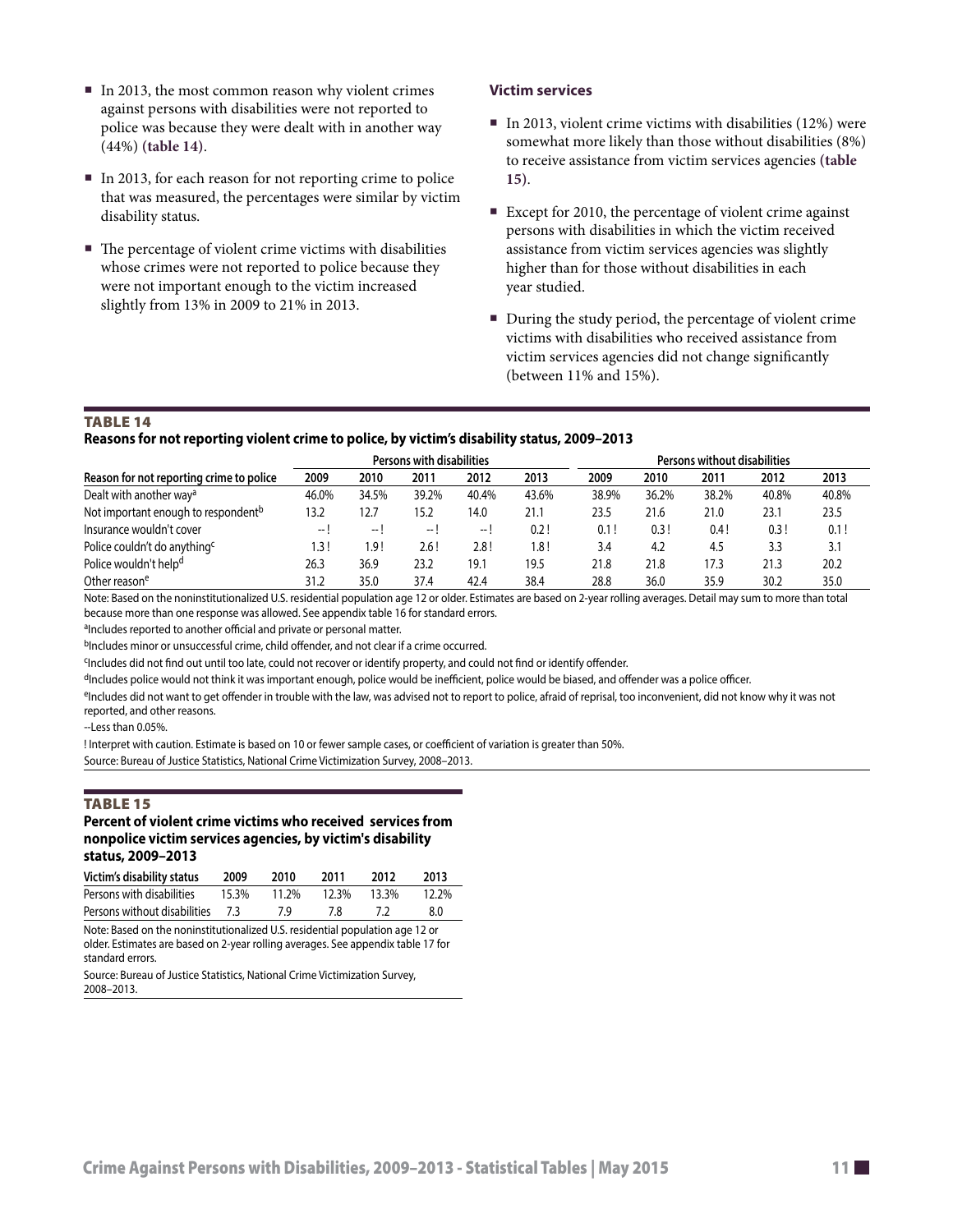- In 2013, the most common reason why violent crimes against persons with disabilities were not reported to police was because they were dealt with in another way (44%) **(table 14)**.
- In 2013, for each reason for not reporting crime to police that was measured, the percentages were similar by victim disability status.
- The percentage of violent crime victims with disabilities whose crimes were not reported to police because they were not important enough to the victim increased slightly from 13% in 2009 to 21% in 2013.

### Victim services

- In 2013, violent crime victims with disabilities (12%) were somewhat more likely than those without disabilities (8%) to receive assistance from victim services agencies **(table 15)**.
- Except for 2010, the percentage of violent crime against persons with disabilities in which the victim received assistance from victim services agencies was slightly higher than for those without disabilities in each year studied.
- During the study period, the percentage of violent crime victims with disabilities who received assistance from victim services agencies did not change significantly (between 11% and 15%).

**TABLE 14**
**Reasons for not reporting violent crime to police, by victim's disability status, 2009–2013**

| | Persons with disabilities | | | | | Persons without disabilities | | | | |
|---|---|---|---|---|---|---|---|---|---|---|
| Reason for not reporting crime to police | 2009 | 2010 | 2011 | 2012 | 2013 | 2009 | 2010 | 2011 | 2012 | 2013 |
| Dealt with another way[a] | 46.0% | 34.5% | 39.2% | 40.4% | 43.6% | 38.9% | 36.2% | 38.2% | 40.8% | 40.8% |
| Not important enough to respondent[b] | 13.2 | 12.7 | 15.2 | 14.0 | 21.1 | 23.5 | 21.6 | 21.0 | 23.1 | 23.5 |
| Insurance wouldn't cover | -- ! | -- ! | -- ! | -- ! | 0.2 ! | 0.1 ! | 0.3 ! | 0.4 ! | 0.3 ! | 0.1 ! |
| Police couldn't do anything[c] | 1.3 ! | 1.9 ! | 2.6 ! | 2.8 ! | 1.8 ! | 3.4 | 4.2 | 4.5 | 3.3 | 3.1 |
| Police wouldn't help[d] | 26.3 | 36.9 | 23.2 | 19.1 | 19.5 | 21.8 | 21.8 | 17.3 | 21.3 | 20.2 |
| Other reason[e] | 31.2 | 35.0 | 37.4 | 42.4 | 38.4 | 28.8 | 36.0 | 35.9 | 30.2 | 35.0 |

Note: Based on the noninstitutionalized U.S. residential population age 12 or older. Estimates are based on 2-year rolling averages. Detail may sum to more than total because more than one response was allowed. See appendix table 16 for standard errors.

[a]Includes reported to another official and private or personal matter.

[b]Includes minor or unsuccessful crime, child offender, and not clear if a crime occurred.

[c]Includes did not find out until too late, could not recover or identify property, and could not find or identify offender.

[d]Includes police would not think it was important enough, police would be inefficient, police would be biased, and offender was a police officer.

[e]Includes did not want to get offender in trouble with the law, was advised not to report to police, afraid of reprisal, too inconvenient, did not know why it was not reported, and other reasons.

--Less than 0.05%.

! Interpret with caution. Estimate is based on 10 or fewer sample cases, or coefficient of variation is greater than 50%.

Source: Bureau of Justice Statistics, National Crime Victimization Survey, 2008–2013.

**TABLE 15**
**Percent of violent crime victims who received services from nonpolice victim services agencies, by victim's disability status, 2009–2013**

| Victim's disability status | 2009 | 2010 | 2011 | 2012 | 2013 |
|---|---|---|---|---|---|
| Persons with disabilities | 15.3% | 11.2% | 12.3% | 13.3% | 12.2% |
| Persons without disabilities | 7.3 | 7.9 | 7.8 | 7.2 | 8.0 |

Note: Based on the noninstitutionalized U.S. residential population age 12 or older. Estimates are based on 2-year rolling averages. See appendix table 17 for standard errors.

Source: Bureau of Justice Statistics, National Crime Victimization Survey, 2008–2013.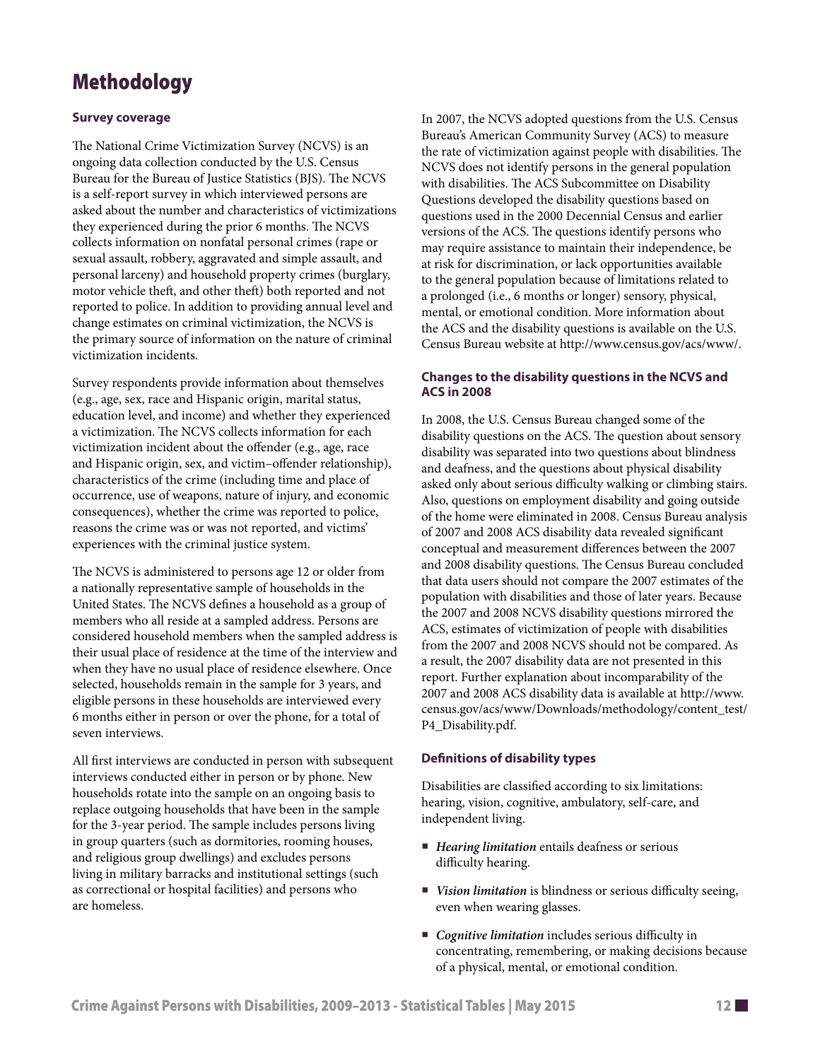# Methodology

### Survey coverage

The National Crime Victimization Survey (NCVS) is an ongoing data collection conducted by the U.S. Census Bureau for the Bureau of Justice Statistics (BJS). The NCVS is a self-report survey in which interviewed persons are asked about the number and characteristics of victimizations they experienced during the prior 6 months. The NCVS collects information on nonfatal personal crimes (rape or sexual assault, robbery, aggravated and simple assault, and personal larceny) and household property crimes (burglary, motor vehicle theft, and other theft) both reported and not reported to police. In addition to providing annual level and change estimates on criminal victimization, the NCVS is the primary source of information on the nature of criminal victimization incidents.

Survey respondents provide information about themselves (e.g., age, sex, race and Hispanic origin, marital status, education level, and income) and whether they experienced a victimization. The NCVS collects information for each victimization incident about the offender (e.g., age, race and Hispanic origin, sex, and victim–offender relationship), characteristics of the crime (including time and place of occurrence, use of weapons, nature of injury, and economic consequences), whether the crime was reported to police, reasons the crime was or was not reported, and victims' experiences with the criminal justice system.

The NCVS is administered to persons age 12 or older from a nationally representative sample of households in the United States. The NCVS defines a household as a group of members who all reside at a sampled address. Persons are considered household members when the sampled address is their usual place of residence at the time of the interview and when they have no usual place of residence elsewhere. Once selected, households remain in the sample for 3 years, and eligible persons in these households are interviewed every 6 months either in person or over the phone, for a total of seven interviews.

All first interviews are conducted in person with subsequent interviews conducted either in person or by phone. New households rotate into the sample on an ongoing basis to replace outgoing households that have been in the sample for the 3-year period. The sample includes persons living in group quarters (such as dormitories, rooming houses, and religious group dwellings) and excludes persons living in military barracks and institutional settings (such as correctional or hospital facilities) and persons who are homeless.

In 2007, the NCVS adopted questions from the U.S. Census Bureau's American Community Survey (ACS) to measure the rate of victimization against people with disabilities. The NCVS does not identify persons in the general population with disabilities. The ACS Subcommittee on Disability Questions developed the disability questions based on questions used in the 2000 Decennial Census and earlier versions of the ACS. The questions identify persons who may require assistance to maintain their independence, be at risk for discrimination, or lack opportunities available to the general population because of limitations related to a prolonged (i.e., 6 months or longer) sensory, physical, mental, or emotional condition. More information about the ACS and the disability questions is available on the U.S. Census Bureau website at http://www.census.gov/acs/www/.

### Changes to the disability questions in the NCVS and ACS in 2008

In 2008, the U.S. Census Bureau changed some of the disability questions on the ACS. The question about sensory disability was separated into two questions about blindness and deafness, and the questions about physical disability asked only about serious difficulty walking or climbing stairs. Also, questions on employment disability and going outside of the home were eliminated in 2008. Census Bureau analysis of 2007 and 2008 ACS disability data revealed significant conceptual and measurement differences between the 2007 and 2008 disability questions. The Census Bureau concluded that data users should not compare the 2007 estimates of the population with disabilities and those of later years. Because the 2007 and 2008 NCVS disability questions mirrored the ACS, estimates of victimization of people with disabilities from the 2007 and 2008 NCVS should not be compared. As a result, the 2007 disability data are not presented in this report. Further explanation about incomparability of the 2007 and 2008 ACS disability data is available at http://www.census.gov/acs/www/Downloads/methodology/content_test/P4_Disability.pdf.

### Definitions of disability types

Disabilities are classified according to six limitations: hearing, vision, cognitive, ambulatory, self-care, and independent living.

- ***Hearing limitation*** entails deafness or serious difficulty hearing.
- ***Vision limitation*** is blindness or serious difficulty seeing, even when wearing glasses.
- ***Cognitive limitation*** includes serious difficulty in concentrating, remembering, or making decisions because of a physical, mental, or emotional condition.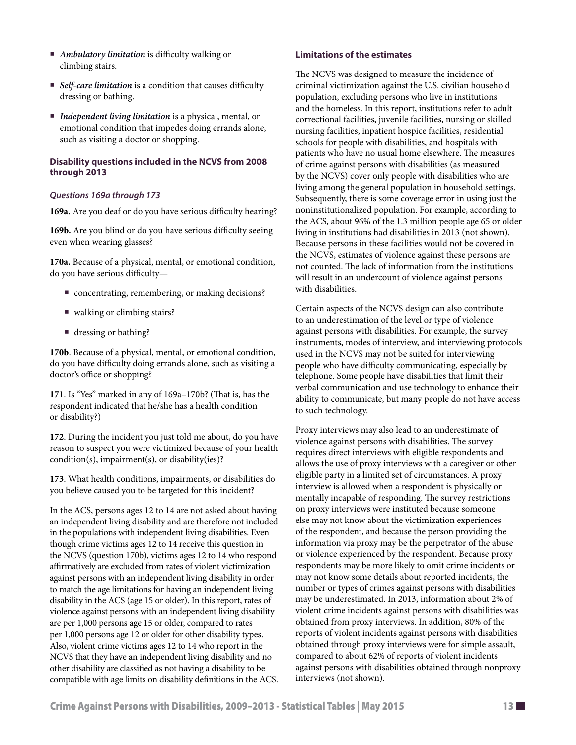- ***Ambulatory limitation*** is difficulty walking or climbing stairs.
- ***Self-care limitation*** is a condition that causes difficulty dressing or bathing.
- ***Independent living limitation*** is a physical, mental, or emotional condition that impedes doing errands alone, such as visiting a doctor or shopping.

#### Disability questions included in the NCVS from 2008 through 2013

##### *Questions 169a through 173*

**169a.** Are you deaf or do you have serious difficulty hearing?

**169b.** Are you blind or do you have serious difficulty seeing even when wearing glasses?

**170a.** Because of a physical, mental, or emotional condition, do you have serious difficulty—

- concentrating, remembering, or making decisions?
- walking or climbing stairs?
- dressing or bathing?

**170b**. Because of a physical, mental, or emotional condition, do you have difficulty doing errands alone, such as visiting a doctor's office or shopping?

**171**. Is "Yes" marked in any of 169a–170b? (That is, has the respondent indicated that he/she has a health condition or disability?)

**172**. During the incident you just told me about, do you have reason to suspect you were victimized because of your health condition(s), impairment(s), or disability(ies)?

**173**. What health conditions, impairments, or disabilities do you believe caused you to be targeted for this incident?

In the ACS, persons ages 12 to 14 are not asked about having an independent living disability and are therefore not included in the populations with independent living disabilities. Even though crime victims ages 12 to 14 receive this question in the NCVS (question 170b), victims ages 12 to 14 who respond affirmatively are excluded from rates of violent victimization against persons with an independent living disability in order to match the age limitations for having an independent living disability in the ACS (age 15 or older). In this report, rates of violence against persons with an independent living disability are per 1,000 persons age 15 or older, compared to rates per 1,000 persons age 12 or older for other disability types. Also, violent crime victims ages 12 to 14 who report in the NCVS that they have an independent living disability and no other disability are classified as not having a disability to be compatible with age limits on disability definitions in the ACS.

#### Limitations of the estimates

The NCVS was designed to measure the incidence of criminal victimization against the U.S. civilian household population, excluding persons who live in institutions and the homeless. In this report, institutions refer to adult correctional facilities, juvenile facilities, nursing or skilled nursing facilities, inpatient hospice facilities, residential schools for people with disabilities, and hospitals with patients who have no usual home elsewhere. The measures of crime against persons with disabilities (as measured by the NCVS) cover only people with disabilities who are living among the general population in household settings. Subsequently, there is some coverage error in using just the noninstitutionalized population. For example, according to the ACS, about 96% of the 1.3 million people age 65 or older living in institutions had disabilities in 2013 (not shown). Because persons in these facilities would not be covered in the NCVS, estimates of violence against these persons are not counted. The lack of information from the institutions will result in an undercount of violence against persons with disabilities.

Certain aspects of the NCVS design can also contribute to an underestimation of the level or type of violence against persons with disabilities. For example, the survey instruments, modes of interview, and interviewing protocols used in the NCVS may not be suited for interviewing people who have difficulty communicating, especially by telephone. Some people have disabilities that limit their verbal communication and use technology to enhance their ability to communicate, but many people do not have access to such technology.

Proxy interviews may also lead to an underestimate of violence against persons with disabilities. The survey requires direct interviews with eligible respondents and allows the use of proxy interviews with a caregiver or other eligible party in a limited set of circumstances. A proxy interview is allowed when a respondent is physically or mentally incapable of responding. The survey restrictions on proxy interviews were instituted because someone else may not know about the victimization experiences of the respondent, and because the person providing the information via proxy may be the perpetrator of the abuse or violence experienced by the respondent. Because proxy respondents may be more likely to omit crime incidents or may not know some details about reported incidents, the number or types of crimes against persons with disabilities may be underestimated. In 2013, information about 2% of violent crime incidents against persons with disabilities was obtained from proxy interviews. In addition, 80% of the reports of violent incidents against persons with disabilities obtained through proxy interviews were for simple assault, compared to about 62% of reports of violent incidents against persons with disabilities obtained through nonproxy interviews (not shown).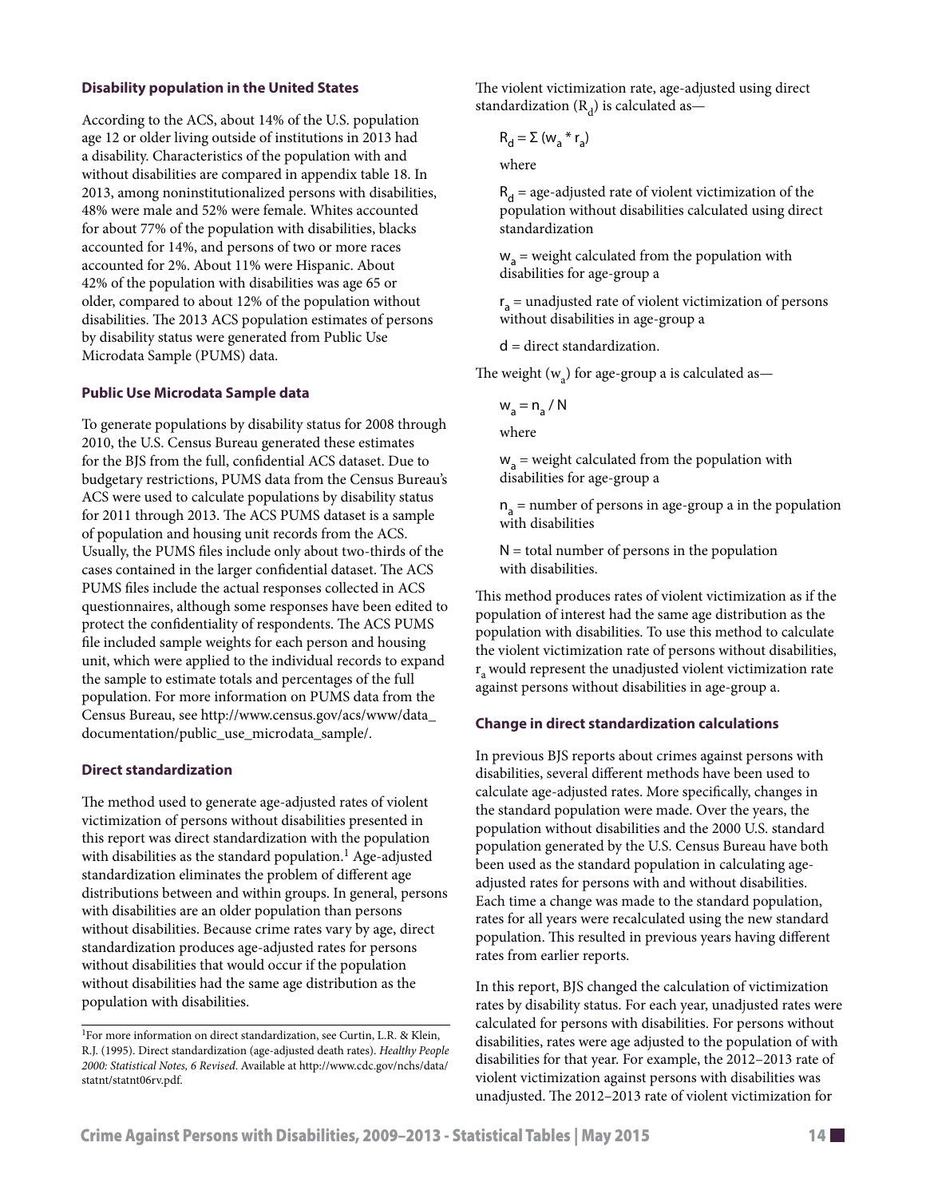### Disability population in the United States

According to the ACS, about 14% of the U.S. population age 12 or older living outside of institutions in 2013 had a disability. Characteristics of the population with and without disabilities are compared in appendix table 18. In 2013, among noninstitutionalized persons with disabilities, 48% were male and 52% were female. Whites accounted for about 77% of the population with disabilities, blacks accounted for 14%, and persons of two or more races accounted for 2%. About 11% were Hispanic. About 42% of the population with disabilities was age 65 or older, compared to about 12% of the population without disabilities. The 2013 ACS population estimates of persons by disability status were generated from Public Use Microdata Sample (PUMS) data.

### Public Use Microdata Sample data

To generate populations by disability status for 2008 through 2010, the U.S. Census Bureau generated these estimates for the BJS from the full, confidential ACS dataset. Due to budgetary restrictions, PUMS data from the Census Bureau's ACS were used to calculate populations by disability status for 2011 through 2013. The ACS PUMS dataset is a sample of population and housing unit records from the ACS. Usually, the PUMS files include only about two-thirds of the cases contained in the larger confidential dataset. The ACS PUMS files include the actual responses collected in ACS questionnaires, although some responses have been edited to protect the confidentiality of respondents. The ACS PUMS file included sample weights for each person and housing unit, which were applied to the individual records to expand the sample to estimate totals and percentages of the full population. For more information on PUMS data from the Census Bureau, see http://www.census.gov/acs/www/data_documentation/public_use_microdata_sample/.

### Direct standardization

The method used to generate age-adjusted rates of violent victimization of persons without disabilities presented in this report was direct standardization with the population with disabilities as the standard population.[1] Age-adjusted standardization eliminates the problem of different age distributions between and within groups. In general, persons with disabilities are an older population than persons without disabilities. Because crime rates vary by age, direct standardization produces age-adjusted rates for persons without disabilities that would occur if the population without disabilities had the same age distribution as the population with disabilities.

[1]For more information on direct standardization, see Curtin, L.R. & Klein, R.J. (1995). Direct standardization (age-adjusted death rates). *Healthy People 2000: Statistical Notes, 6 Revised*. Available at http://www.cdc.gov/nchs/data/statnt/statnt06rv.pdf.

The violent victimization rate, age-adjusted using direct standardization ($R_d$) is calculated as—

$$R_d = \Sigma (w_a * r_a)$$

where

$R_d$ = age-adjusted rate of violent victimization of the population without disabilities calculated using direct standardization

$w_a$ = weight calculated from the population with disabilities for age-group a

$r_a$ = unadjusted rate of violent victimization of persons without disabilities in age-group a

$d$ = direct standardization.

The weight ($w_a$) for age-group a is calculated as—

$$w_a = n_a / N$$

where

$w_a$ = weight calculated from the population with disabilities for age-group a

$n_a$ = number of persons in age-group a in the population with disabilities

$N$ = total number of persons in the population with disabilities.

This method produces rates of violent victimization as if the population of interest had the same age distribution as the population with disabilities. To use this method to calculate the violent victimization rate of persons without disabilities, $r_a$ would represent the unadjusted violent victimization rate against persons without disabilities in age-group a.

### Change in direct standardization calculations

In previous BJS reports about crimes against persons with disabilities, several different methods have been used to calculate age-adjusted rates. More specifically, changes in the standard population were made. Over the years, the population without disabilities and the 2000 U.S. standard population generated by the U.S. Census Bureau have both been used as the standard population in calculating age-adjusted rates for persons with and without disabilities. Each time a change was made to the standard population, rates for all years were recalculated using the new standard population. This resulted in previous years having different rates from earlier reports.

In this report, BJS changed the calculation of victimization rates by disability status. For each year, unadjusted rates were calculated for persons with disabilities. For persons without disabilities, rates were age adjusted to the population of with disabilities for that year. For example, the 2012–2013 rate of violent victimization against persons with disabilities was unadjusted. The 2012–2013 rate of violent victimization for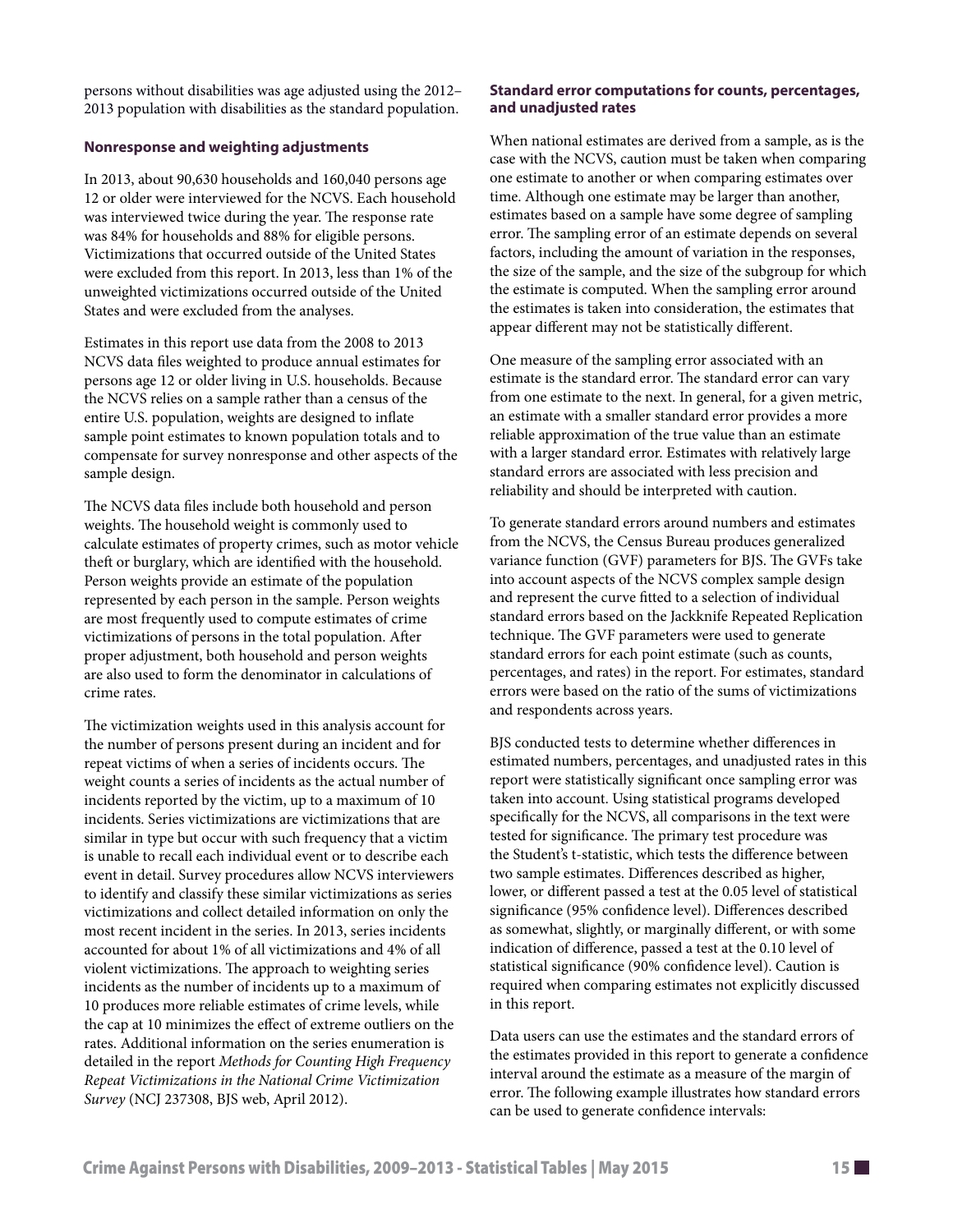persons without disabilities was age adjusted using the 2012–2013 population with disabilities as the standard population.

### Nonresponse and weighting adjustments

In 2013, about 90,630 households and 160,040 persons age 12 or older were interviewed for the NCVS. Each household was interviewed twice during the year. The response rate was 84% for households and 88% for eligible persons. Victimizations that occurred outside of the United States were excluded from this report. In 2013, less than 1% of the unweighted victimizations occurred outside of the United States and were excluded from the analyses.

Estimates in this report use data from the 2008 to 2013 NCVS data files weighted to produce annual estimates for persons age 12 or older living in U.S. households. Because the NCVS relies on a sample rather than a census of the entire U.S. population, weights are designed to inflate sample point estimates to known population totals and to compensate for survey nonresponse and other aspects of the sample design.

The NCVS data files include both household and person weights. The household weight is commonly used to calculate estimates of property crimes, such as motor vehicle theft or burglary, which are identified with the household. Person weights provide an estimate of the population represented by each person in the sample. Person weights are most frequently used to compute estimates of crime victimizations of persons in the total population. After proper adjustment, both household and person weights are also used to form the denominator in calculations of crime rates.

The victimization weights used in this analysis account for the number of persons present during an incident and for repeat victims of when a series of incidents occurs. The weight counts a series of incidents as the actual number of incidents reported by the victim, up to a maximum of 10 incidents. Series victimizations are victimizations that are similar in type but occur with such frequency that a victim is unable to recall each individual event or to describe each event in detail. Survey procedures allow NCVS interviewers to identify and classify these similar victimizations as series victimizations and collect detailed information on only the most recent incident in the series. In 2013, series incidents accounted for about 1% of all victimizations and 4% of all violent victimizations. The approach to weighting series incidents as the number of incidents up to a maximum of 10 produces more reliable estimates of crime levels, while the cap at 10 minimizes the effect of extreme outliers on the rates. Additional information on the series enumeration is detailed in the report *Methods for Counting High Frequency Repeat Victimizations in the National Crime Victimization Survey* (NCJ 237308, BJS web, April 2012).

### Standard error computations for counts, percentages, and unadjusted rates

When national estimates are derived from a sample, as is the case with the NCVS, caution must be taken when comparing one estimate to another or when comparing estimates over time. Although one estimate may be larger than another, estimates based on a sample have some degree of sampling error. The sampling error of an estimate depends on several factors, including the amount of variation in the responses, the size of the sample, and the size of the subgroup for which the estimate is computed. When the sampling error around the estimates is taken into consideration, the estimates that appear different may not be statistically different.

One measure of the sampling error associated with an estimate is the standard error. The standard error can vary from one estimate to the next. In general, for a given metric, an estimate with a smaller standard error provides a more reliable approximation of the true value than an estimate with a larger standard error. Estimates with relatively large standard errors are associated with less precision and reliability and should be interpreted with caution.

To generate standard errors around numbers and estimates from the NCVS, the Census Bureau produces generalized variance function (GVF) parameters for BJS. The GVFs take into account aspects of the NCVS complex sample design and represent the curve fitted to a selection of individual standard errors based on the Jackknife Repeated Replication technique. The GVF parameters were used to generate standard errors for each point estimate (such as counts, percentages, and rates) in the report. For estimates, standard errors were based on the ratio of the sums of victimizations and respondents across years.

BJS conducted tests to determine whether differences in estimated numbers, percentages, and unadjusted rates in this report were statistically significant once sampling error was taken into account. Using statistical programs developed specifically for the NCVS, all comparisons in the text were tested for significance. The primary test procedure was the Student's t-statistic, which tests the difference between two sample estimates. Differences described as higher, lower, or different passed a test at the 0.05 level of statistical significance (95% confidence level). Differences described as somewhat, slightly, or marginally different, or with some indication of difference, passed a test at the 0.10 level of statistical significance (90% confidence level). Caution is required when comparing estimates not explicitly discussed in this report.

Data users can use the estimates and the standard errors of the estimates provided in this report to generate a confidence interval around the estimate as a measure of the margin of error. The following example illustrates how standard errors can be used to generate confidence intervals: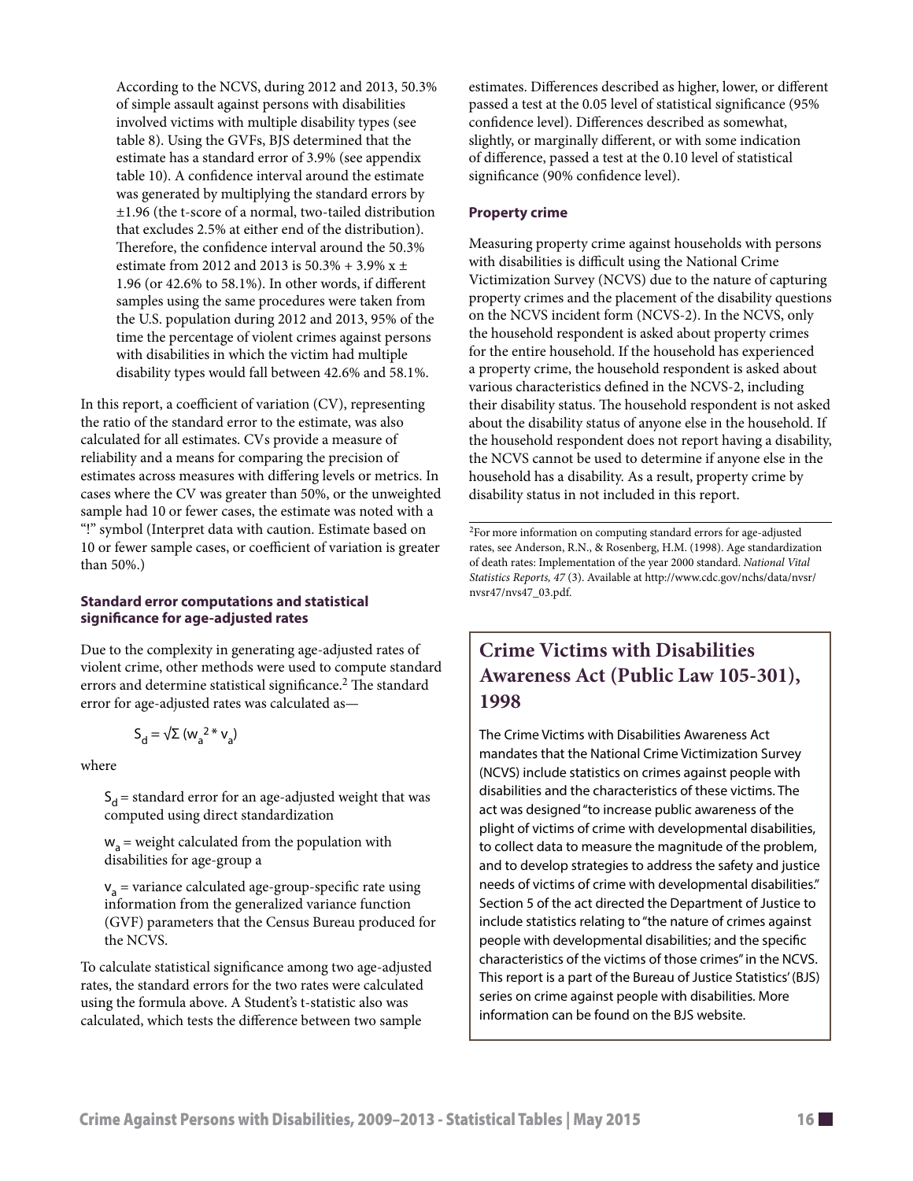> According to the NCVS, during 2012 and 2013, 50.3% of simple assault against persons with disabilities involved victims with multiple disability types (see table 8). Using the GVFs, BJS determined that the estimate has a standard error of 3.9% (see appendix table 10). A confidence interval around the estimate was generated by multiplying the standard errors by ±1.96 (the t-score of a normal, two-tailed distribution that excludes 2.5% at either end of the distribution). Therefore, the confidence interval around the 50.3% estimate from 2012 and 2013 is 50.3% + 3.9% x ± 1.96 (or 42.6% to 58.1%). In other words, if different samples using the same procedures were taken from the U.S. population during 2012 and 2013, 95% of the time the percentage of violent crimes against persons with disabilities in which the victim had multiple disability types would fall between 42.6% and 58.1%.

In this report, a coefficient of variation (CV), representing the ratio of the standard error to the estimate, was also calculated for all estimates. CVs provide a measure of reliability and a means for comparing the precision of estimates across measures with differing levels or metrics. In cases where the CV was greater than 50%, or the unweighted sample had 10 or fewer cases, the estimate was noted with a "!" symbol (Interpret data with caution. Estimate based on 10 or fewer sample cases, or coefficient of variation is greater than 50%.)

**Standard error computations and statistical significance for age-adjusted rates**

Due to the complexity in generating age-adjusted rates of violent crime, other methods were used to compute standard errors and determine statistical significance.[2] The standard error for age-adjusted rates was calculated as—

$$S_d = \sqrt{\Sigma (w_a^2 * v_a)}$$

where

> $S_d$ = standard error for an age-adjusted weight that was computed using direct standardization
>
> $w_a$ = weight calculated from the population with disabilities for age-group a
>
> $v_a$ = variance calculated age-group-specific rate using information from the generalized variance function (GVF) parameters that the Census Bureau produced for the NCVS.

To calculate statistical significance among two age-adjusted rates, the standard errors for the two rates were calculated using the formula above. A Student's t-statistic also was calculated, which tests the difference between two sample estimates. Differences described as higher, lower, or different passed a test at the 0.05 level of statistical significance (95% confidence level). Differences described as somewhat, slightly, or marginally different, or with some indication of difference, passed a test at the 0.10 level of statistical significance (90% confidence level).

**Property crime**

Measuring property crime against households with persons with disabilities is difficult using the National Crime Victimization Survey (NCVS) due to the nature of capturing property crimes and the placement of the disability questions on the NCVS incident form (NCVS-2). In the NCVS, only the household respondent is asked about property crimes for the entire household. If the household has experienced a property crime, the household respondent is asked about various characteristics defined in the NCVS-2, including their disability status. The household respondent is not asked about the disability status of anyone else in the household. If the household respondent does not report having a disability, the NCVS cannot be used to determine if anyone else in the household has a disability. As a result, property crime by disability status in not included in this report.

[2]For more information on computing standard errors for age-adjusted rates, see Anderson, R.N., & Rosenberg, H.M. (1998). Age standardization of death rates: Implementation of the year 2000 standard. *National Vital Statistics Reports, 47* (3). Available at http://www.cdc.gov/nchs/data/nvsr/nvsr47/nvs47_03.pdf.

## Crime Victims with Disabilities Awareness Act (Public Law 105-301), 1998

The Crime Victims with Disabilities Awareness Act mandates that the National Crime Victimization Survey (NCVS) include statistics on crimes against people with disabilities and the characteristics of these victims. The act was designed "to increase public awareness of the plight of victims of crime with developmental disabilities, to collect data to measure the magnitude of the problem, and to develop strategies to address the safety and justice needs of victims of crime with developmental disabilities." Section 5 of the act directed the Department of Justice to include statistics relating to "the nature of crimes against people with developmental disabilities; and the specific characteristics of the victims of those crimes" in the NCVS. This report is a part of the Bureau of Justice Statistics' (BJS) series on crime against people with disabilities. More information can be found on the BJS website.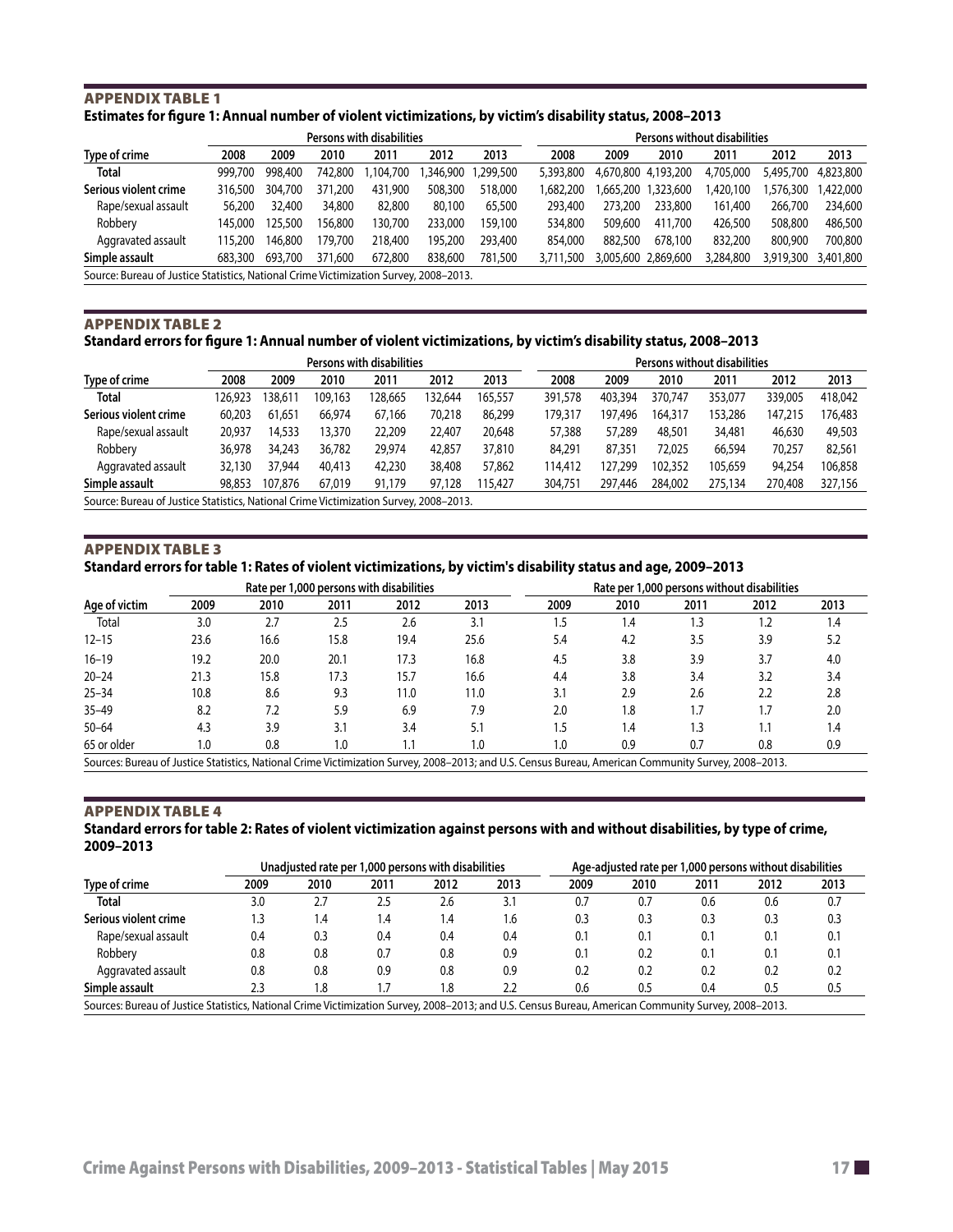## APPENDIX TABLE 1

**Estimates for figure 1: Annual number of violent victimizations, by victim's disability status, 2008–2013**

| Type of crime | Persons with disabilities | | | | | | Persons without disabilities | | | | | |
|---|---|---|---|---|---|---|---|---|---|---|---|---|
| | 2008 | 2009 | 2010 | 2011 | 2012 | 2013 | 2008 | 2009 | 2010 | 2011 | 2012 | 2013 |
| **Total** | 999,700 | 998,400 | 742,800 | 1,104,700 | 1,346,900 | 1,299,500 | 5,393,800 | 4,670,800 | 4,193,200 | 4,705,000 | 5,495,700 | 4,823,800 |
| **Serious violent crime** | 316,500 | 304,700 | 371,200 | 431,900 | 508,300 | 518,000 | 1,682,200 | 1,665,200 | 1,323,600 | 1,420,100 | 1,576,300 | 1,422,000 |
| Rape/sexual assault | 56,200 | 32,400 | 34,800 | 82,800 | 80,100 | 65,500 | 293,400 | 273,200 | 233,800 | 161,400 | 266,700 | 234,600 |
| Robbery | 145,000 | 125,500 | 156,800 | 130,700 | 233,000 | 159,100 | 534,800 | 509,600 | 411,700 | 426,500 | 508,800 | 486,500 |
| Aggravated assault | 115,200 | 146,800 | 179,700 | 218,400 | 195,200 | 293,400 | 854,000 | 882,500 | 678,100 | 832,200 | 800,900 | 700,800 |
| **Simple assault** | 683,300 | 693,700 | 371,600 | 672,800 | 838,600 | 781,500 | 3,711,500 | 3,005,600 | 2,869,600 | 3,284,800 | 3,919,300 | 3,401,800 |

Source: Bureau of Justice Statistics, National Crime Victimization Survey, 2008–2013.

## APPENDIX TABLE 2

**Standard errors for figure 1: Annual number of violent victimizations, by victim's disability status, 2008–2013**

| Type of crime | Persons with disabilities | | | | | | Persons without disabilities | | | | | |
|---|---|---|---|---|---|---|---|---|---|---|---|---|
| | 2008 | 2009 | 2010 | 2011 | 2012 | 2013 | 2008 | 2009 | 2010 | 2011 | 2012 | 2013 |
| **Total** | 126,923 | 138,611 | 109,163 | 128,665 | 132,644 | 165,557 | 391,578 | 403,394 | 370,747 | 353,077 | 339,005 | 418,042 |
| **Serious violent crime** | 60,203 | 61,651 | 66,974 | 67,166 | 70,218 | 86,299 | 179,317 | 197,496 | 164,317 | 153,286 | 147,215 | 176,483 |
| Rape/sexual assault | 20,937 | 14,533 | 13,370 | 22,209 | 22,407 | 20,648 | 57,388 | 57,289 | 48,501 | 34,481 | 46,630 | 49,503 |
| Robbery | 36,978 | 34,243 | 36,782 | 29,974 | 42,857 | 37,810 | 84,291 | 87,351 | 72,025 | 66,594 | 70,257 | 82,561 |
| Aggravated assault | 32,130 | 37,944 | 40,413 | 42,230 | 38,408 | 57,862 | 114,412 | 127,299 | 102,352 | 105,659 | 94,254 | 106,858 |
| **Simple assault** | 98,853 | 107,876 | 67,019 | 91,179 | 97,128 | 115,427 | 304,751 | 297,446 | 284,002 | 275,134 | 270,408 | 327,156 |

Source: Bureau of Justice Statistics, National Crime Victimization Survey, 2008–2013.

## APPENDIX TABLE 3

**Standard errors for table 1: Rates of violent victimizations, by victim's disability status and age, 2009–2013**

| Age of victim | Rate per 1,000 persons with disabilities | | | | | Rate per 1,000 persons without disabilities | | | | |
|---|---|---|---|---|---|---|---|---|---|---|
| | 2009 | 2010 | 2011 | 2012 | 2013 | 2009 | 2010 | 2011 | 2012 | 2013 |
| Total | 3.0 | 2.7 | 2.5 | 2.6 | 3.1 | 1.5 | 1.4 | 1.3 | 1.2 | 1.4 |
| 12–15 | 23.6 | 16.6 | 15.8 | 19.4 | 25.6 | 5.4 | 4.2 | 3.5 | 3.9 | 5.2 |
| 16–19 | 19.2 | 20.0 | 20.1 | 17.3 | 16.8 | 4.5 | 3.8 | 3.9 | 3.7 | 4.0 |
| 20–24 | 21.3 | 15.8 | 17.3 | 15.7 | 16.6 | 4.4 | 3.8 | 3.4 | 3.2 | 3.4 |
| 25–34 | 10.8 | 8.6 | 9.3 | 11.0 | 11.0 | 3.1 | 2.9 | 2.6 | 2.2 | 2.8 |
| 35–49 | 8.2 | 7.2 | 5.9 | 6.9 | 7.9 | 2.0 | 1.8 | 1.7 | 1.7 | 2.0 |
| 50–64 | 4.3 | 3.9 | 3.1 | 3.4 | 5.1 | 1.5 | 1.4 | 1.3 | 1.1 | 1.4 |
| 65 or older | 1.0 | 0.8 | 1.0 | 1.1 | 1.0 | 1.0 | 0.9 | 0.7 | 0.8 | 0.9 |

Sources: Bureau of Justice Statistics, National Crime Victimization Survey, 2008–2013; and U.S. Census Bureau, American Community Survey, 2008–2013.

## APPENDIX TABLE 4

**Standard errors for table 2: Rates of violent victimization against persons with and without disabilities, by type of crime, 2009–2013**

| Type of crime | Unadjusted rate per 1,000 persons with disabilities | | | | | Age-adjusted rate per 1,000 persons without disabilities | | | | |
|---|---|---|---|---|---|---|---|---|---|---|
| | 2009 | 2010 | 2011 | 2012 | 2013 | 2009 | 2010 | 2011 | 2012 | 2013 |
| **Total** | 3.0 | 2.7 | 2.5 | 2.6 | 3.1 | 0.7 | 0.7 | 0.6 | 0.6 | 0.7 |
| **Serious violent crime** | 1.3 | 1.4 | 1.4 | 1.4 | 1.6 | 0.3 | 0.3 | 0.3 | 0.3 | 0.3 |
| Rape/sexual assault | 0.4 | 0.3 | 0.4 | 0.4 | 0.4 | 0.1 | 0.1 | 0.1 | 0.1 | 0.1 |
| Robbery | 0.8 | 0.8 | 0.7 | 0.8 | 0.9 | 0.1 | 0.2 | 0.1 | 0.1 | 0.1 |
| Aggravated assault | 0.8 | 0.8 | 0.9 | 0.8 | 0.9 | 0.2 | 0.2 | 0.2 | 0.2 | 0.2 |
| **Simple assault** | 2.3 | 1.8 | 1.7 | 1.8 | 2.2 | 0.6 | 0.5 | 0.4 | 0.5 | 0.5 |

Sources: Bureau of Justice Statistics, National Crime Victimization Survey, 2008–2013; and U.S. Census Bureau, American Community Survey, 2008–2013.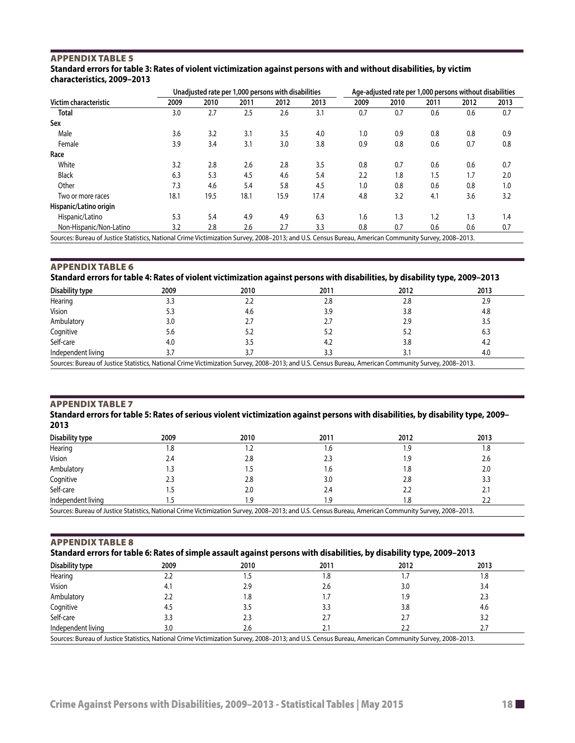## APPENDIX TABLE 5

**Standard errors for table 3: Rates of violent victimization against persons with and without disabilities, by victim characteristics, 2009–2013**

| Victim characteristic | Unadjusted rate per 1,000 persons with disabilities | | | | | Age-adjusted rate per 1,000 persons without disabilities | | | | |
|---|---|---|---|---|---|---|---|---|---|---|
| | 2009 | 2010 | 2011 | 2012 | 2013 | 2009 | 2010 | 2011 | 2012 | 2013 |
| **Total** | 3.0 | 2.7 | 2.5 | 2.6 | 3.1 | 0.7 | 0.7 | 0.6 | 0.6 | 0.7 |
| **Sex** | | | | | | | | | | |
| Male | 3.6 | 3.2 | 3.1 | 3.5 | 4.0 | 1.0 | 0.9 | 0.8 | 0.8 | 0.9 |
| Female | 3.9 | 3.4 | 3.1 | 3.0 | 3.8 | 0.9 | 0.8 | 0.6 | 0.7 | 0.8 |
| **Race** | | | | | | | | | | |
| White | 3.2 | 2.8 | 2.6 | 2.8 | 3.5 | 0.8 | 0.7 | 0.6 | 0.6 | 0.7 |
| Black | 6.3 | 5.3 | 4.5 | 4.6 | 5.4 | 2.2 | 1.8 | 1.5 | 1.7 | 2.0 |
| Other | 7.3 | 4.6 | 5.4 | 5.8 | 4.5 | 1.0 | 0.8 | 0.6 | 0.8 | 1.0 |
| Two or more races | 18.1 | 19.5 | 18.1 | 15.9 | 17.4 | 4.8 | 3.2 | 4.1 | 3.6 | 3.2 |
| **Hispanic/Latino origin** | | | | | | | | | | |
| Hispanic/Latino | 5.3 | 5.4 | 4.9 | 4.9 | 6.3 | 1.6 | 1.3 | 1.2 | 1.3 | 1.4 |
| Non-Hispanic/Non-Latino | 3.2 | 2.8 | 2.6 | 2.7 | 3.3 | 0.8 | 0.7 | 0.6 | 0.6 | 0.7 |

Sources: Bureau of Justice Statistics, National Crime Victimization Survey, 2008–2013; and U.S. Census Bureau, American Community Survey, 2008–2013.

## APPENDIX TABLE 6

**Standard errors for table 4: Rates of violent victimization against persons with disabilities, by disability type, 2009–2013**

| Disability type | 2009 | 2010 | 2011 | 2012 | 2013 |
|---|---|---|---|---|---|
| Hearing | 3.3 | 2.2 | 2.8 | 2.8 | 2.9 |
| Vision | 5.3 | 4.6 | 3.9 | 3.8 | 4.8 |
| Ambulatory | 3.0 | 2.7 | 2.7 | 2.9 | 3.5 |
| Cognitive | 5.6 | 5.2 | 5.2 | 5.2 | 6.3 |
| Self-care | 4.0 | 3.5 | 4.2 | 3.8 | 4.2 |
| Independent living | 3.7 | 3.7 | 3.3 | 3.1 | 4.0 |

Sources: Bureau of Justice Statistics, National Crime Victimization Survey, 2008–2013; and U.S. Census Bureau, American Community Survey, 2008–2013.

## APPENDIX TABLE 7

**Standard errors for table 5: Rates of serious violent victimization against persons with disabilities, by disability type, 2009–2013**

| Disability type | 2009 | 2010 | 2011 | 2012 | 2013 |
|---|---|---|---|---|---|
| Hearing | 1.8 | 1.2 | 1.6 | 1.9 | 1.8 |
| Vision | 2.4 | 2.8 | 2.3 | 1.9 | 2.6 |
| Ambulatory | 1.3 | 1.5 | 1.6 | 1.8 | 2.0 |
| Cognitive | 2.3 | 2.8 | 3.0 | 2.8 | 3.3 |
| Self-care | 1.5 | 2.0 | 2.4 | 2.2 | 2.1 |
| Independent living | 1.5 | 1.9 | 1.9 | 1.8 | 2.2 |

Sources: Bureau of Justice Statistics, National Crime Victimization Survey, 2008–2013; and U.S. Census Bureau, American Community Survey, 2008–2013.

## APPENDIX TABLE 8

**Standard errors for table 6: Rates of simple assault against persons with disabilities, by disability type, 2009–2013**

| Disability type | 2009 | 2010 | 2011 | 2012 | 2013 |
|---|---|---|---|---|---|
| Hearing | 2.2 | 1.5 | 1.8 | 1.7 | 1.8 |
| Vision | 4.1 | 2.9 | 2.6 | 3.0 | 3.4 |
| Ambulatory | 2.2 | 1.8 | 1.7 | 1.9 | 2.3 |
| Cognitive | 4.5 | 3.5 | 3.3 | 3.8 | 4.6 |
| Self-care | 3.3 | 2.3 | 2.7 | 2.7 | 3.2 |
| Independent living | 3.0 | 2.6 | 2.1 | 2.2 | 2.7 |

Sources: Bureau of Justice Statistics, National Crime Victimization Survey, 2008–2013; and U.S. Census Bureau, American Community Survey, 2008–2013.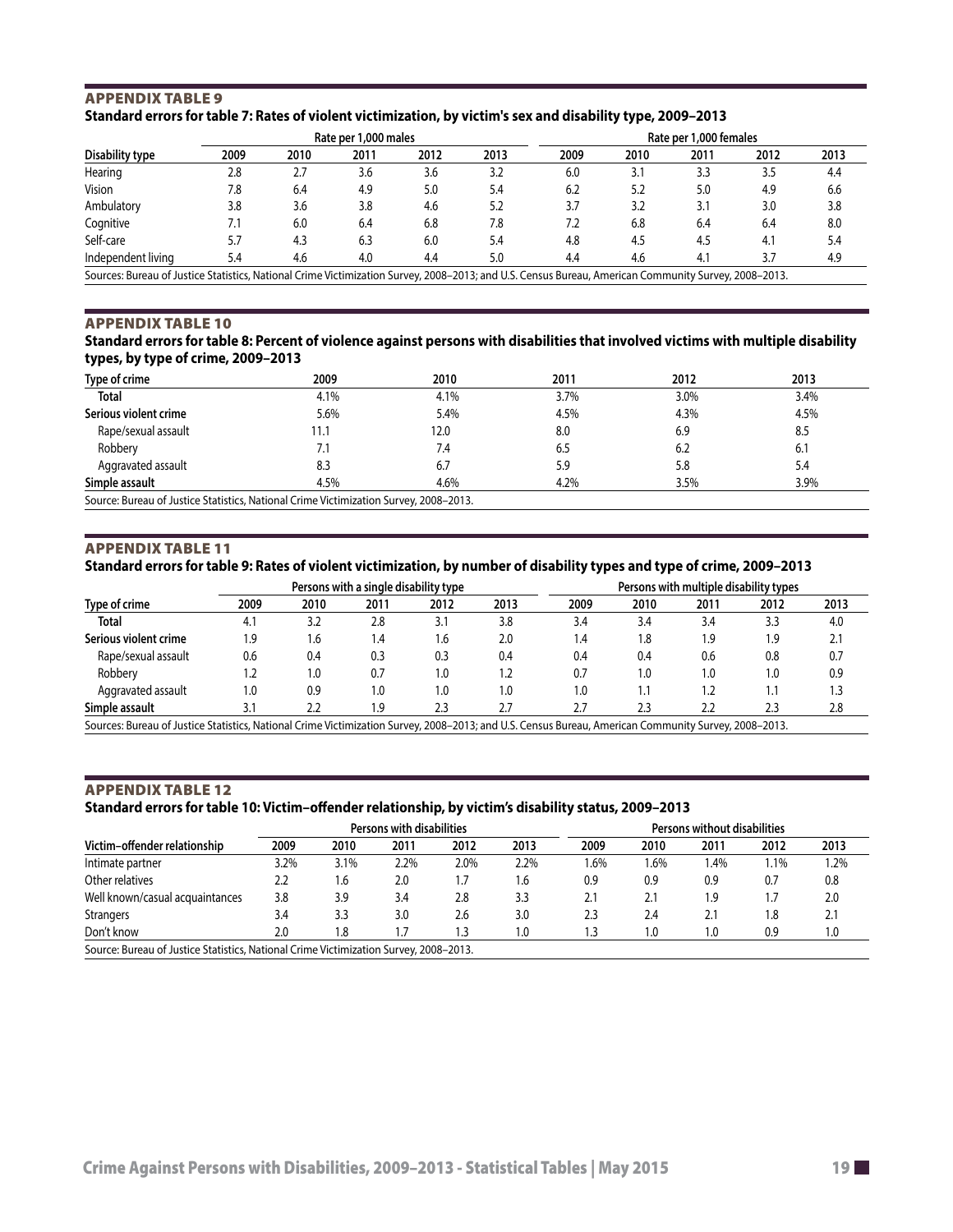## APPENDIX TABLE 9

**Standard errors for table 7: Rates of violent victimization, by victim's sex and disability type, 2009–2013**

| | Rate per 1,000 males | | | | | Rate per 1,000 females | | | | |
|---|---|---|---|---|---|---|---|---|---|---|
| Disability type | 2009 | 2010 | 2011 | 2012 | 2013 | 2009 | 2010 | 2011 | 2012 | 2013 |
| Hearing | 2.8 | 2.7 | 3.6 | 3.6 | 3.2 | 6.0 | 3.1 | 3.3 | 3.5 | 4.4 |
| Vision | 7.8 | 6.4 | 4.9 | 5.0 | 5.4 | 6.2 | 5.2 | 5.0 | 4.9 | 6.6 |
| Ambulatory | 3.8 | 3.6 | 3.8 | 4.6 | 5.2 | 3.7 | 3.2 | 3.1 | 3.0 | 3.8 |
| Cognitive | 7.1 | 6.0 | 6.4 | 6.8 | 7.8 | 7.2 | 6.8 | 6.4 | 6.4 | 8.0 |
| Self-care | 5.7 | 4.3 | 6.3 | 6.0 | 5.4 | 4.8 | 4.5 | 4.5 | 4.1 | 5.4 |
| Independent living | 5.4 | 4.6 | 4.0 | 4.4 | 5.0 | 4.4 | 4.6 | 4.1 | 3.7 | 4.9 |

Sources: Bureau of Justice Statistics, National Crime Victimization Survey, 2008–2013; and U.S. Census Bureau, American Community Survey, 2008–2013.

## APPENDIX TABLE 10

**Standard errors for table 8: Percent of violence against persons with disabilities that involved victims with multiple disability types, by type of crime, 2009–2013**

| Type of crime | 2009 | 2010 | 2011 | 2012 | 2013 |
|---|---|---|---|---|---|
| **Total** | 4.1% | 4.1% | 3.7% | 3.0% | 3.4% |
| **Serious violent crime** | 5.6% | 5.4% | 4.5% | 4.3% | 4.5% |
| Rape/sexual assault | 11.1 | 12.0 | 8.0 | 6.9 | 8.5 |
| Robbery | 7.1 | 7.4 | 6.5 | 6.2 | 6.1 |
| Aggravated assault | 8.3 | 6.7 | 5.9 | 5.8 | 5.4 |
| **Simple assault** | 4.5% | 4.6% | 4.2% | 3.5% | 3.9% |

Source: Bureau of Justice Statistics, National Crime Victimization Survey, 2008–2013.

## APPENDIX TABLE 11

**Standard errors for table 9: Rates of violent victimization, by number of disability types and type of crime, 2009–2013**

| | Persons with a single disability type | | | | | Persons with multiple disability types | | | | |
|---|---|---|---|---|---|---|---|---|---|---|
| Type of crime | 2009 | 2010 | 2011 | 2012 | 2013 | 2009 | 2010 | 2011 | 2012 | 2013 |
| **Total** | 4.1 | 3.2 | 2.8 | 3.1 | 3.8 | 3.4 | 3.4 | 3.4 | 3.3 | 4.0 |
| **Serious violent crime** | 1.9 | 1.6 | 1.4 | 1.6 | 2.0 | 1.4 | 1.8 | 1.9 | 1.9 | 2.1 |
| Rape/sexual assault | 0.6 | 0.4 | 0.3 | 0.3 | 0.4 | 0.4 | 0.4 | 0.6 | 0.8 | 0.7 |
| Robbery | 1.2 | 1.0 | 0.7 | 1.0 | 1.2 | 0.7 | 1.0 | 1.0 | 1.0 | 0.9 |
| Aggravated assault | 1.0 | 0.9 | 1.0 | 1.0 | 1.0 | 1.0 | 1.1 | 1.2 | 1.1 | 1.3 |
| **Simple assault** | 3.1 | 2.2 | 1.9 | 2.3 | 2.7 | 2.7 | 2.3 | 2.2 | 2.3 | 2.8 |

Sources: Bureau of Justice Statistics, National Crime Victimization Survey, 2008–2013; and U.S. Census Bureau, American Community Survey, 2008–2013.

## APPENDIX TABLE 12

**Standard errors for table 10: Victim–offender relationship, by victim's disability status, 2009–2013**

| | Persons with disabilities | | | | | Persons without disabilities | | | | |
|---|---|---|---|---|---|---|---|---|---|---|
| Victim–offender relationship | 2009 | 2010 | 2011 | 2012 | 2013 | 2009 | 2010 | 2011 | 2012 | 2013 |
| Intimate partner | 3.2% | 3.1% | 2.2% | 2.0% | 2.2% | 1.6% | 1.6% | 1.4% | 1.1% | 1.2% |
| Other relatives | 2.2 | 1.6 | 2.0 | 1.7 | 1.6 | 0.9 | 0.9 | 0.9 | 0.7 | 0.8 |
| Well known/casual acquaintances | 3.8 | 3.9 | 3.4 | 2.8 | 3.3 | 2.1 | 2.1 | 1.9 | 1.7 | 2.0 |
| Strangers | 3.4 | 3.3 | 3.0 | 2.6 | 3.0 | 2.3 | 2.4 | 2.1 | 1.8 | 2.1 |
| Don't know | 2.0 | 1.8 | 1.7 | 1.3 | 1.0 | 1.3 | 1.0 | 1.0 | 0.9 | 1.0 |

Source: Bureau of Justice Statistics, National Crime Victimization Survey, 2008–2013.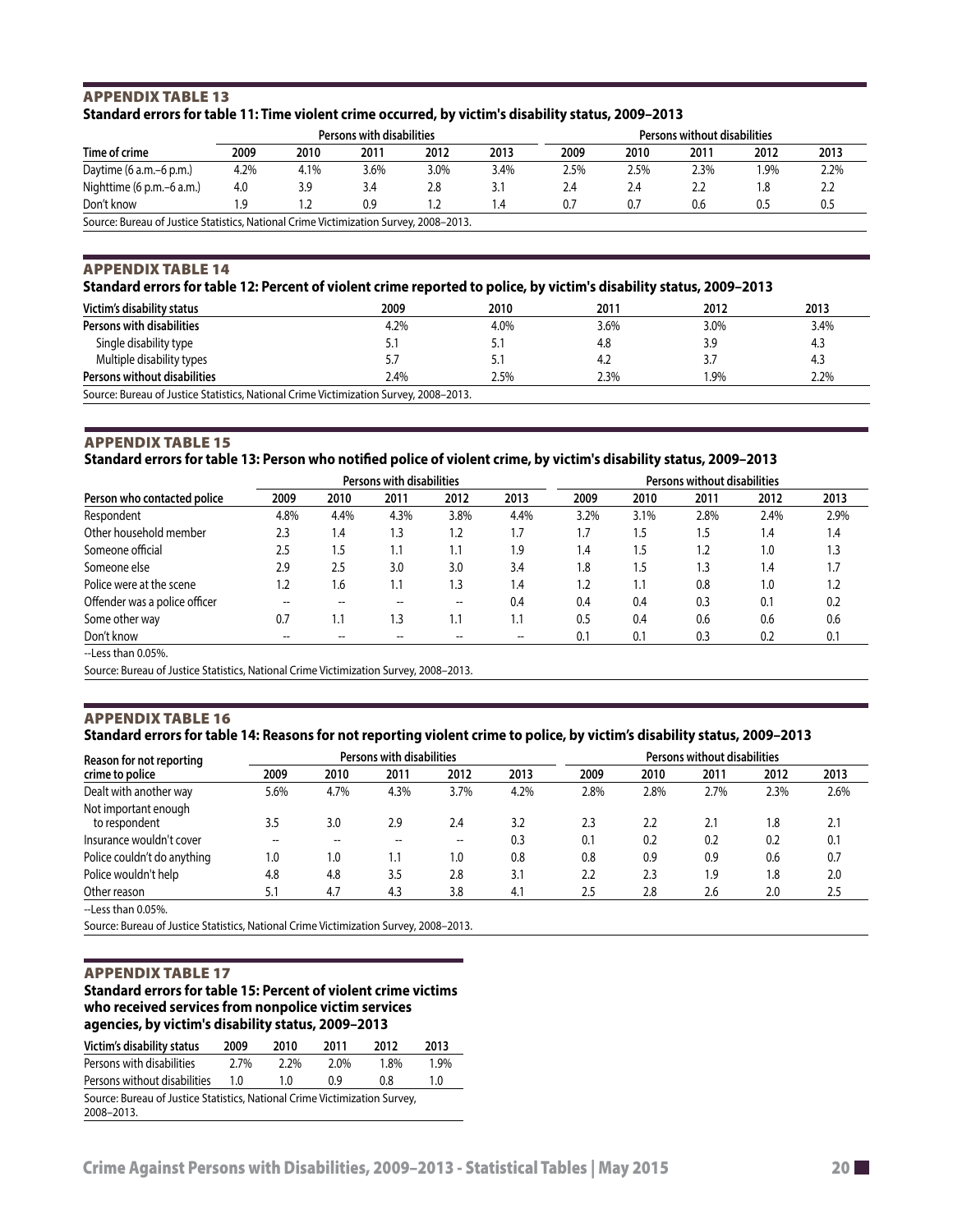## APPENDIX TABLE 13

### Standard errors for table 11: Time violent crime occurred, by victim's disability status, 2009–2013

| Time of crime | Persons with disabilities | | | | | Persons without disabilities | | | | |
|---|---|---|---|---|---|---|---|---|---|---|
| | 2009 | 2010 | 2011 | 2012 | 2013 | 2009 | 2010 | 2011 | 2012 | 2013 |
| Daytime (6 a.m.–6 p.m.) | 4.2% | 4.1% | 3.6% | 3.0% | 3.4% | 2.5% | 2.5% | 2.3% | 1.9% | 2.2% |
| Nighttime (6 p.m.–6 a.m.) | 4.0 | 3.9 | 3.4 | 2.8 | 3.1 | 2.4 | 2.4 | 2.2 | 1.8 | 2.2 |
| Don't know | 1.9 | 1.2 | 0.9 | 1.2 | 1.4 | 0.7 | 0.7 | 0.6 | 0.5 | 0.5 |

Source: Bureau of Justice Statistics, National Crime Victimization Survey, 2008–2013.

## APPENDIX TABLE 14

### Standard errors for table 12: Percent of violent crime reported to police, by victim's disability status, 2009–2013

| Victim's disability status | 2009 | 2010 | 2011 | 2012 | 2013 |
|---|---|---|---|---|---|
| **Persons with disabilities** | 4.2% | 4.0% | 3.6% | 3.0% | 3.4% |
| Single disability type | 5.1 | 5.1 | 4.8 | 3.9 | 4.3 |
| Multiple disability types | 5.7 | 5.1 | 4.2 | 3.7 | 4.3 |
| **Persons without disabilities** | 2.4% | 2.5% | 2.3% | 1.9% | 2.2% |

Source: Bureau of Justice Statistics, National Crime Victimization Survey, 2008–2013.

## APPENDIX TABLE 15

### Standard errors for table 13: Person who notified police of violent crime, by victim's disability status, 2009–2013

| Person who contacted police | Persons with disabilities | | | | | Persons without disabilities | | | | |
|---|---|---|---|---|---|---|---|---|---|---|
| | 2009 | 2010 | 2011 | 2012 | 2013 | 2009 | 2010 | 2011 | 2012 | 2013 |
| Respondent | 4.8% | 4.4% | 4.3% | 3.8% | 4.4% | 3.2% | 3.1% | 2.8% | 2.4% | 2.9% |
| Other household member | 2.3 | 1.4 | 1.3 | 1.2 | 1.7 | 1.7 | 1.5 | 1.5 | 1.4 | 1.4 |
| Someone official | 2.5 | 1.5 | 1.1 | 1.1 | 1.9 | 1.4 | 1.5 | 1.2 | 1.0 | 1.3 |
| Someone else | 2.9 | 2.5 | 3.0 | 3.0 | 3.4 | 1.8 | 1.5 | 1.3 | 1.4 | 1.7 |
| Police were at the scene | 1.2 | 1.6 | 1.1 | 1.3 | 1.4 | 1.2 | 1.1 | 0.8 | 1.0 | 1.2 |
| Offender was a police officer | -- | -- | -- | -- | 0.4 | 0.4 | 0.4 | 0.3 | 0.1 | 0.2 |
| Some other way | 0.7 | 1.1 | 1.3 | 1.1 | 1.1 | 0.5 | 0.4 | 0.6 | 0.6 | 0.6 |
| Don't know | -- | -- | -- | -- | -- | 0.1 | 0.1 | 0.3 | 0.2 | 0.1 |

--Less than 0.05%.

Source: Bureau of Justice Statistics, National Crime Victimization Survey, 2008–2013.

## APPENDIX TABLE 16

### Standard errors for table 14: Reasons for not reporting violent crime to police, by victim's disability status, 2009–2013

| Reason for not reporting crime to police | Persons with disabilities | | | | | Persons without disabilities | | | | |
|---|---|---|---|---|---|---|---|---|---|---|
| | 2009 | 2010 | 2011 | 2012 | 2013 | 2009 | 2010 | 2011 | 2012 | 2013 |
| Dealt with another way | 5.6% | 4.7% | 4.3% | 3.7% | 4.2% | 2.8% | 2.8% | 2.7% | 2.3% | 2.6% |
| Not important enough to respondent | 3.5 | 3.0 | 2.9 | 2.4 | 3.2 | 2.3 | 2.2 | 2.1 | 1.8 | 2.1 |
| Insurance wouldn't cover | -- | -- | -- | -- | 0.3 | 0.1 | 0.2 | 0.2 | 0.2 | 0.1 |
| Police couldn't do anything | 1.0 | 1.0 | 1.1 | 1.0 | 0.8 | 0.8 | 0.9 | 0.9 | 0.6 | 0.7 |
| Police wouldn't help | 4.8 | 4.8 | 3.5 | 2.8 | 3.1 | 2.2 | 2.3 | 1.9 | 1.8 | 2.0 |
| Other reason | 5.1 | 4.7 | 4.3 | 3.8 | 4.1 | 2.5 | 2.8 | 2.6 | 2.0 | 2.5 |

--Less than 0.05%.

Source: Bureau of Justice Statistics, National Crime Victimization Survey, 2008–2013.

## APPENDIX TABLE 17

### Standard errors for table 15: Percent of violent crime victims who received services from nonpolice victim services agencies, by victim's disability status, 2009–2013

| Victim's disability status | 2009 | 2010 | 2011 | 2012 | 2013 |
|---|---|---|---|---|---|
| Persons with disabilities | 2.7% | 2.2% | 2.0% | 1.8% | 1.9% |
| Persons without disabilities | 1.0 | 1.0 | 0.9 | 0.8 | 1.0 |

Source: Bureau of Justice Statistics, National Crime Victimization Survey, 2008–2013.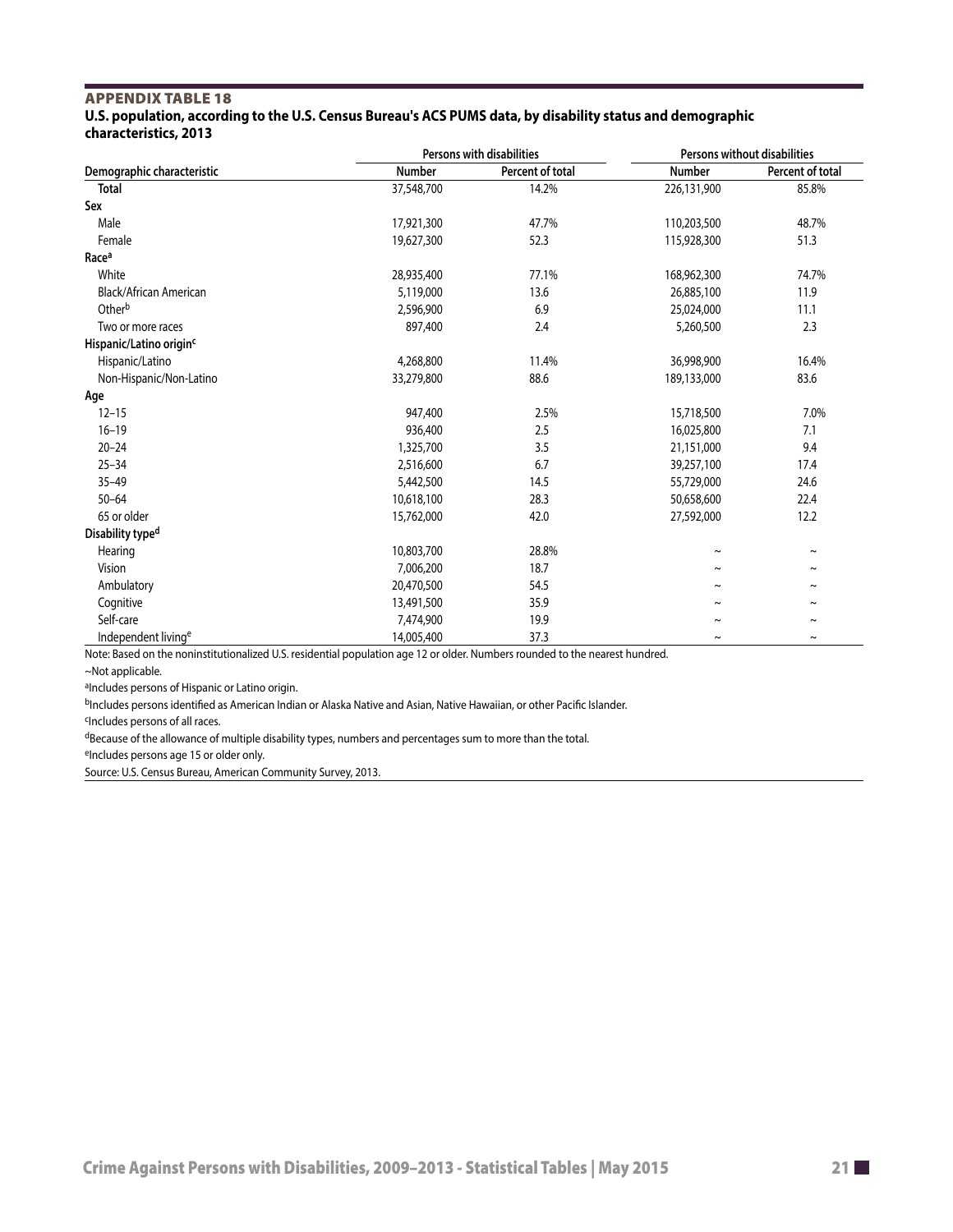## APPENDIX TABLE 18

**U.S. population, according to the U.S. Census Bureau's ACS PUMS data, by disability status and demographic characteristics, 2013**

| | Persons with disabilities | | Persons without disabilities | |
|---|---|---|---|---|
| Demographic characteristic | Number | Percent of total | Number | Percent of total |
| **Total** | 37,548,700 | 14.2% | 226,131,900 | 85.8% |
| **Sex** | | | | |
| Male | 17,921,300 | 47.7% | 110,203,500 | 48.7% |
| Female | 19,627,300 | 52.3 | 115,928,300 | 51.3 |
| **Race**[a] | | | | |
| White | 28,935,400 | 77.1% | 168,962,300 | 74.7% |
| Black/African American | 5,119,000 | 13.6 | 26,885,100 | 11.9 |
| Other[b] | 2,596,900 | 6.9 | 25,024,000 | 11.1 |
| Two or more races | 897,400 | 2.4 | 5,260,500 | 2.3 |
| **Hispanic/Latino origin**[c] | | | | |
| Hispanic/Latino | 4,268,800 | 11.4% | 36,998,900 | 16.4% |
| Non-Hispanic/Non-Latino | 33,279,800 | 88.6 | 189,133,000 | 83.6 |
| **Age** | | | | |
| 12–15 | 947,400 | 2.5% | 15,718,500 | 7.0% |
| 16–19 | 936,400 | 2.5 | 16,025,800 | 7.1 |
| 20–24 | 1,325,700 | 3.5 | 21,151,000 | 9.4 |
| 25–34 | 2,516,600 | 6.7 | 39,257,100 | 17.4 |
| 35–49 | 5,442,500 | 14.5 | 55,729,000 | 24.6 |
| 50–64 | 10,618,100 | 28.3 | 50,658,600 | 22.4 |
| 65 or older | 15,762,000 | 42.0 | 27,592,000 | 12.2 |
| **Disability type**[d] | | | | |
| Hearing | 10,803,700 | 28.8% | ~ | ~ |
| Vision | 7,006,200 | 18.7 | ~ | ~ |
| Ambulatory | 20,470,500 | 54.5 | ~ | ~ |
| Cognitive | 13,491,500 | 35.9 | ~ | ~ |
| Self-care | 7,474,900 | 19.9 | ~ | ~ |
| Independent living[e] | 14,005,400 | 37.3 | ~ | ~ |

Note: Based on the noninstitutionalized U.S. residential population age 12 or older. Numbers rounded to the nearest hundred.

~Not applicable.

[a]Includes persons of Hispanic or Latino origin.

[b]Includes persons identified as American Indian or Alaska Native and Asian, Native Hawaiian, or other Pacific Islander.

[c]Includes persons of all races.

[d]Because of the allowance of multiple disability types, numbers and percentages sum to more than the total.

[e]Includes persons age 15 or older only.

Source: U.S. Census Bureau, American Community Survey, 2013.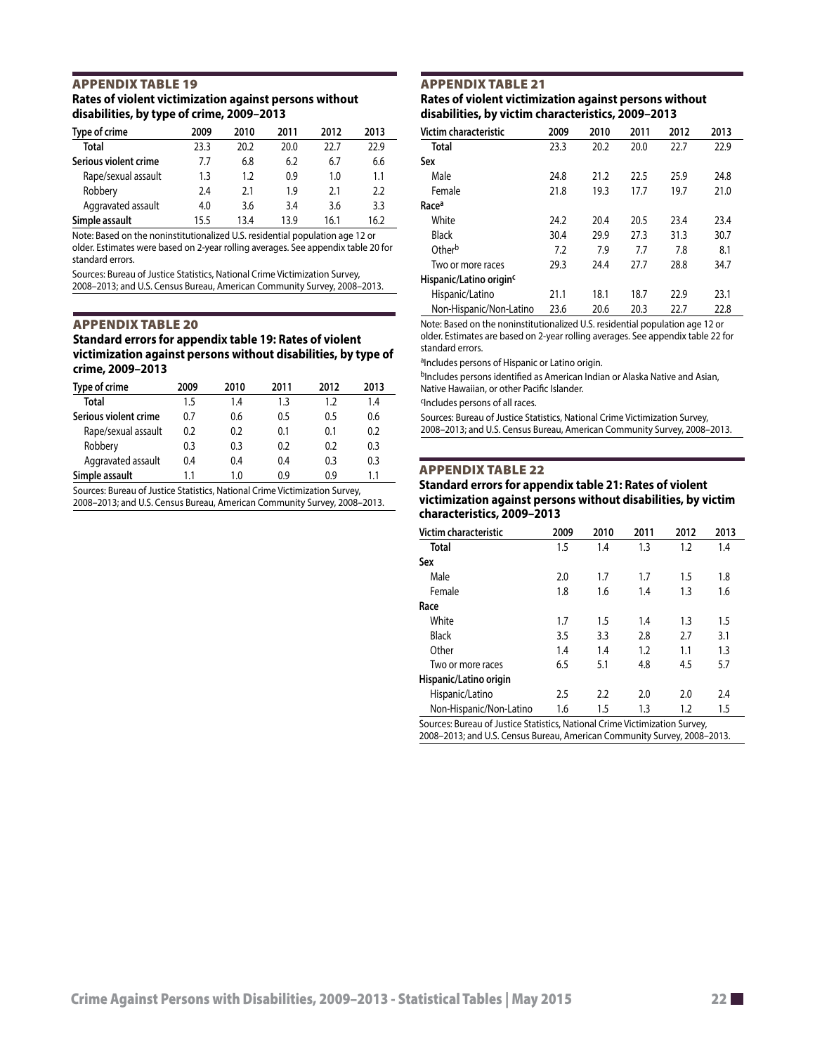## APPENDIX TABLE 19

**Rates of violent victimization against persons without disabilities, by type of crime, 2009–2013**

| Type of crime | 2009 | 2010 | 2011 | 2012 | 2013 |
|---|---|---|---|---|---|
| **Total** | 23.3 | 20.2 | 20.0 | 22.7 | 22.9 |
| **Serious violent crime** | 7.7 | 6.8 | 6.2 | 6.7 | 6.6 |
| Rape/sexual assault | 1.3 | 1.2 | 0.9 | 1.0 | 1.1 |
| Robbery | 2.4 | 2.1 | 1.9 | 2.1 | 2.2 |
| Aggravated assault | 4.0 | 3.6 | 3.4 | 3.6 | 3.3 |
| **Simple assault** | 15.5 | 13.4 | 13.9 | 16.1 | 16.2 |

Note: Based on the noninstitutionalized U.S. residential population age 12 or older. Estimates were based on 2-year rolling averages. See appendix table 20 for standard errors.

Sources: Bureau of Justice Statistics, National Crime Victimization Survey, 2008–2013; and U.S. Census Bureau, American Community Survey, 2008–2013.

## APPENDIX TABLE 20

**Standard errors for appendix table 19: Rates of violent victimization against persons without disabilities, by type of crime, 2009–2013**

| Type of crime | 2009 | 2010 | 2011 | 2012 | 2013 |
|---|---|---|---|---|---|
| **Total** | 1.5 | 1.4 | 1.3 | 1.2 | 1.4 |
| **Serious violent crime** | 0.7 | 0.6 | 0.5 | 0.5 | 0.6 |
| Rape/sexual assault | 0.2 | 0.2 | 0.1 | 0.1 | 0.2 |
| Robbery | 0.3 | 0.3 | 0.2 | 0.2 | 0.3 |
| Aggravated assault | 0.4 | 0.4 | 0.4 | 0.3 | 0.3 |
| **Simple assault** | 1.1 | 1.0 | 0.9 | 0.9 | 1.1 |

Sources: Bureau of Justice Statistics, National Crime Victimization Survey, 2008–2013; and U.S. Census Bureau, American Community Survey, 2008–2013.

## APPENDIX TABLE 21

**Rates of violent victimization against persons without disabilities, by victim characteristics, 2009–2013**

| Victim characteristic | 2009 | 2010 | 2011 | 2012 | 2013 |
|---|---|---|---|---|---|
| **Total** | 23.3 | 20.2 | 20.0 | 22.7 | 22.9 |
| **Sex** | | | | | |
| Male | 24.8 | 21.2 | 22.5 | 25.9 | 24.8 |
| Female | 21.8 | 19.3 | 17.7 | 19.7 | 21.0 |
| **Race[a]** | | | | | |
| White | 24.2 | 20.4 | 20.5 | 23.4 | 23.4 |
| Black | 30.4 | 29.9 | 27.3 | 31.3 | 30.7 |
| Other[b] | 7.2 | 7.9 | 7.7 | 7.8 | 8.1 |
| Two or more races | 29.3 | 24.4 | 27.7 | 28.8 | 34.7 |
| **Hispanic/Latino origin[c]** | | | | | |
| Hispanic/Latino | 21.1 | 18.1 | 18.7 | 22.9 | 23.1 |
| Non-Hispanic/Non-Latino | 23.6 | 20.6 | 20.3 | 22.7 | 22.8 |

Note: Based on the noninstitutionalized U.S. residential population age 12 or older. Estimates are based on 2-year rolling averages. See appendix table 22 for standard errors.

[a]Includes persons of Hispanic or Latino origin.

[b]Includes persons identified as American Indian or Alaska Native and Asian, Native Hawaiian, or other Pacific Islander.

[c]Includes persons of all races.

Sources: Bureau of Justice Statistics, National Crime Victimization Survey, 2008–2013; and U.S. Census Bureau, American Community Survey, 2008–2013.

## APPENDIX TABLE 22

**Standard errors for appendix table 21: Rates of violent victimization against persons without disabilities, by victim characteristics, 2009–2013**

| Victim characteristic | 2009 | 2010 | 2011 | 2012 | 2013 |
|---|---|---|---|---|---|
| **Total** | 1.5 | 1.4 | 1.3 | 1.2 | 1.4 |
| **Sex** | | | | | |
| Male | 2.0 | 1.7 | 1.7 | 1.5 | 1.8 |
| Female | 1.8 | 1.6 | 1.4 | 1.3 | 1.6 |
| **Race** | | | | | |
| White | 1.7 | 1.5 | 1.4 | 1.3 | 1.5 |
| Black | 3.5 | 3.3 | 2.8 | 2.7 | 3.1 |
| Other | 1.4 | 1.4 | 1.2 | 1.1 | 1.3 |
| Two or more races | 6.5 | 5.1 | 4.8 | 4.5 | 5.7 |
| **Hispanic/Latino origin** | | | | | |
| Hispanic/Latino | 2.5 | 2.2 | 2.0 | 2.0 | 2.4 |
| Non-Hispanic/Non-Latino | 1.6 | 1.5 | 1.3 | 1.2 | 1.5 |

Sources: Bureau of Justice Statistics, National Crime Victimization Survey, 2008–2013; and U.S. Census Bureau, American Community Survey, 2008–2013.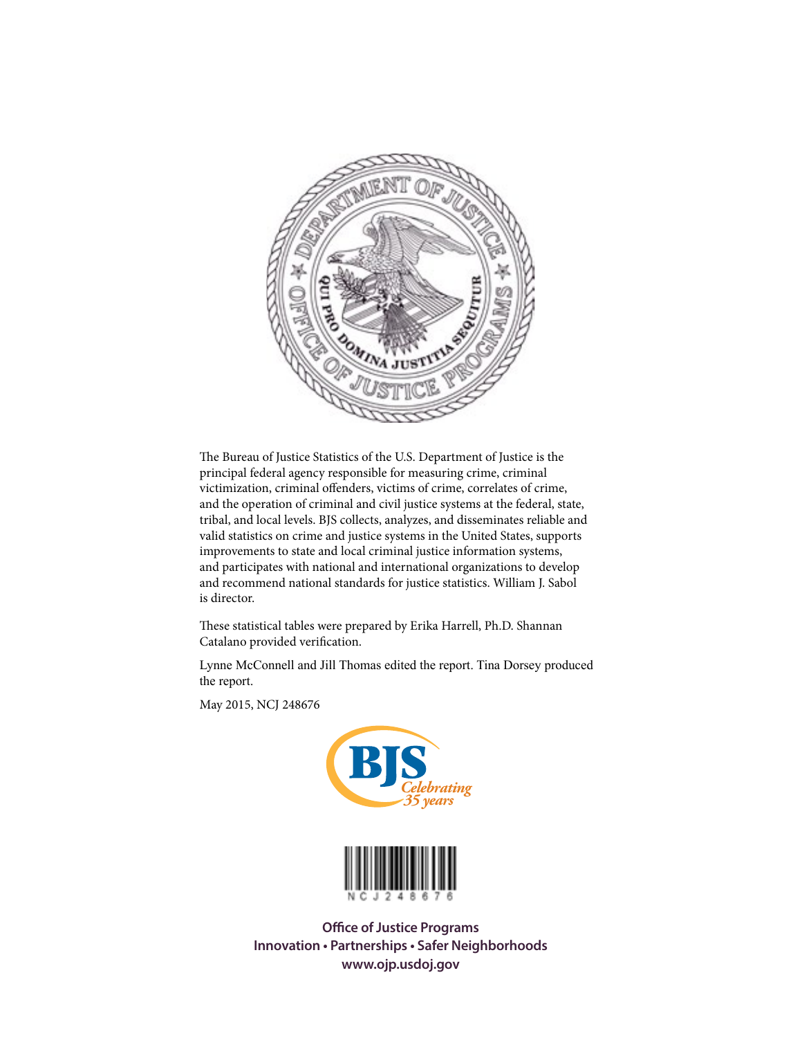The Bureau of Justice Statistics of the U.S. Department of Justice is the principal federal agency responsible for measuring crime, criminal victimization, criminal offenders, victims of crime, correlates of crime, and the operation of criminal and civil justice systems at the federal, state, tribal, and local levels. BJS collects, analyzes, and disseminates reliable and valid statistics on crime and justice systems in the United States, supports improvements to state and local criminal justice information systems, and participates with national and international organizations to develop and recommend national standards for justice statistics. William J. Sabol is director.

These statistical tables were prepared by Erika Harrell, Ph.D. Shannan Catalano provided verification.

Lynne McConnell and Jill Thomas edited the report. Tina Dorsey produced the report.

May 2015, NCJ 248676

NCJ 248676

**Office of Justice Programs**
**Innovation • Partnerships • Safer Neighborhoods**
**www.ojp.usdoj.gov**